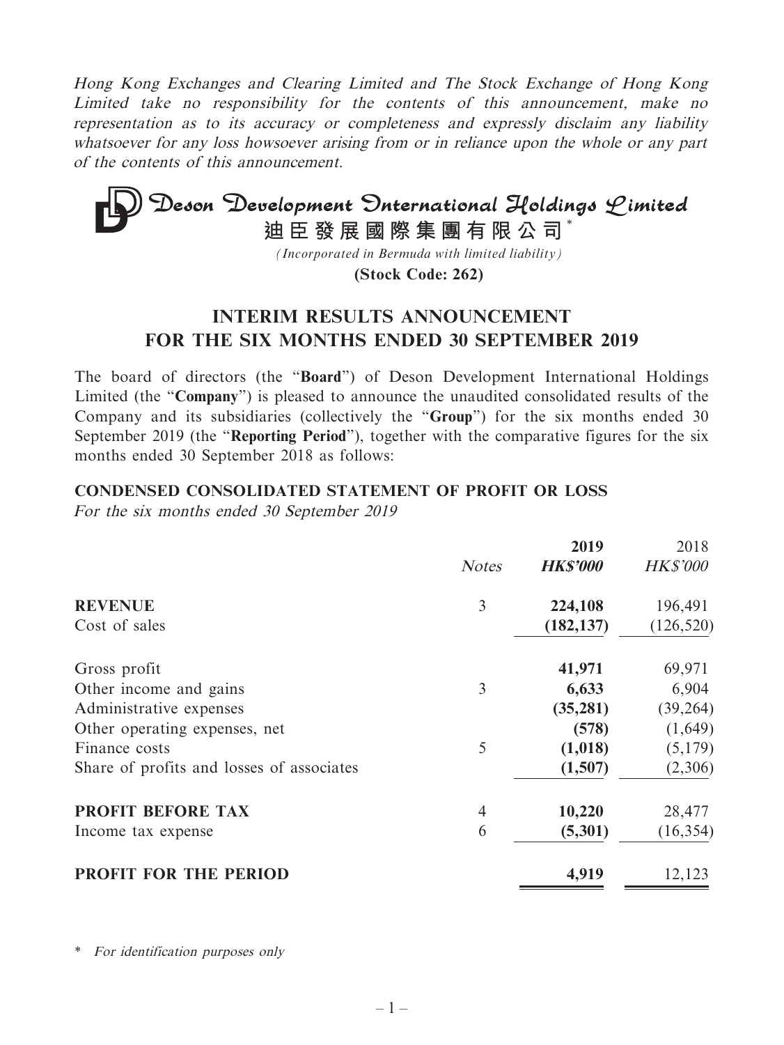*Hong Kong Exchanges and Clearing Limited and The Stock Exchange of Hong Kong Limited take no responsibility for the contents of this announcement, make no representation as to its accuracy or completeness and expressly disclaim any liability whatsoever for any loss howsoever arising from or in reliance upon the whole or any part of the contents of this announcement.*

# Deson Development International Holdings Limited

**迪臣發展國際集團有限公司***

*(Incorporated in Bermuda with limited liability)*

**(Stock Code: 262)**

## INTERIM RESULTS ANNOUNCEMENT FOR THE SIX MONTHS ENDED 30 SEPTEMBER 2019

The board of directors (the "**Board**") of Deson Development International Holdings Limited (the "**Company**") is pleased to announce the unaudited consolidated results of the Company and its subsidiaries (collectively the "**Group**") for the six months ended 30 September 2019 (the "**Reporting Period**"), together with the comparative figures for the six months ended 30 September 2018 as follows:

### CONDENSED CONSOLIDATED STATEMENT OF PROFIT OR LOSS

*For the six months ended 30 September 2019*

| | *Notes* | **2019** *HK$'000* | 2018 *HK$'000* |
|---|---|---|---|
| **REVENUE** | 3 | **224,108** | 196,491 |
| Cost of sales | | **(182,137)** | (126,520) |
| Gross profit | | **41,971** | 69,971 |
| Other income and gains | 3 | **6,633** | 6,904 |
| Administrative expenses | | **(35,281)** | (39,264) |
| Other operating expenses, net | | **(578)** | (1,649) |
| Finance costs | 5 | **(1,018)** | (5,179) |
| Share of profits and losses of associates | | **(1,507)** | (2,306) |
| **PROFIT BEFORE TAX** | 4 | **10,220** | 28,477 |
| Income tax expense | 6 | **(5,301)** | (16,354) |
| **PROFIT FOR THE PERIOD** | | **4,919** | 12,123 |

\* *For identification purposes only*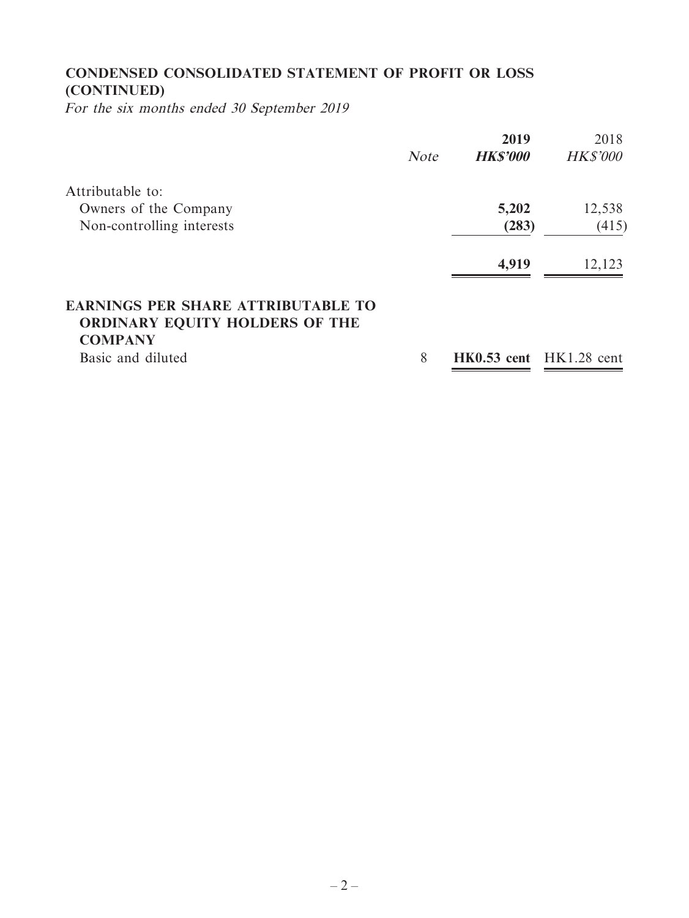## CONDENSED CONSOLIDATED STATEMENT OF PROFIT OR LOSS (CONTINUED)

*For the six months ended 30 September 2019*

| | *Note* | **2019** | 2018 |
|---|---|---|---|
| | | ***HK$'000*** | *HK$'000* |
| Attributable to: | | | |
| Owners of the Company | | **5,202** | 12,538 |
| Non-controlling interests | | **(283)** | (415) |
| | | **4,919** | 12,123 |
| **EARNINGS PER SHARE ATTRIBUTABLE TO ORDINARY EQUITY HOLDERS OF THE COMPANY** | | | |
| Basic and diluted | 8 | **HK0.53 cent** | HK1.28 cent |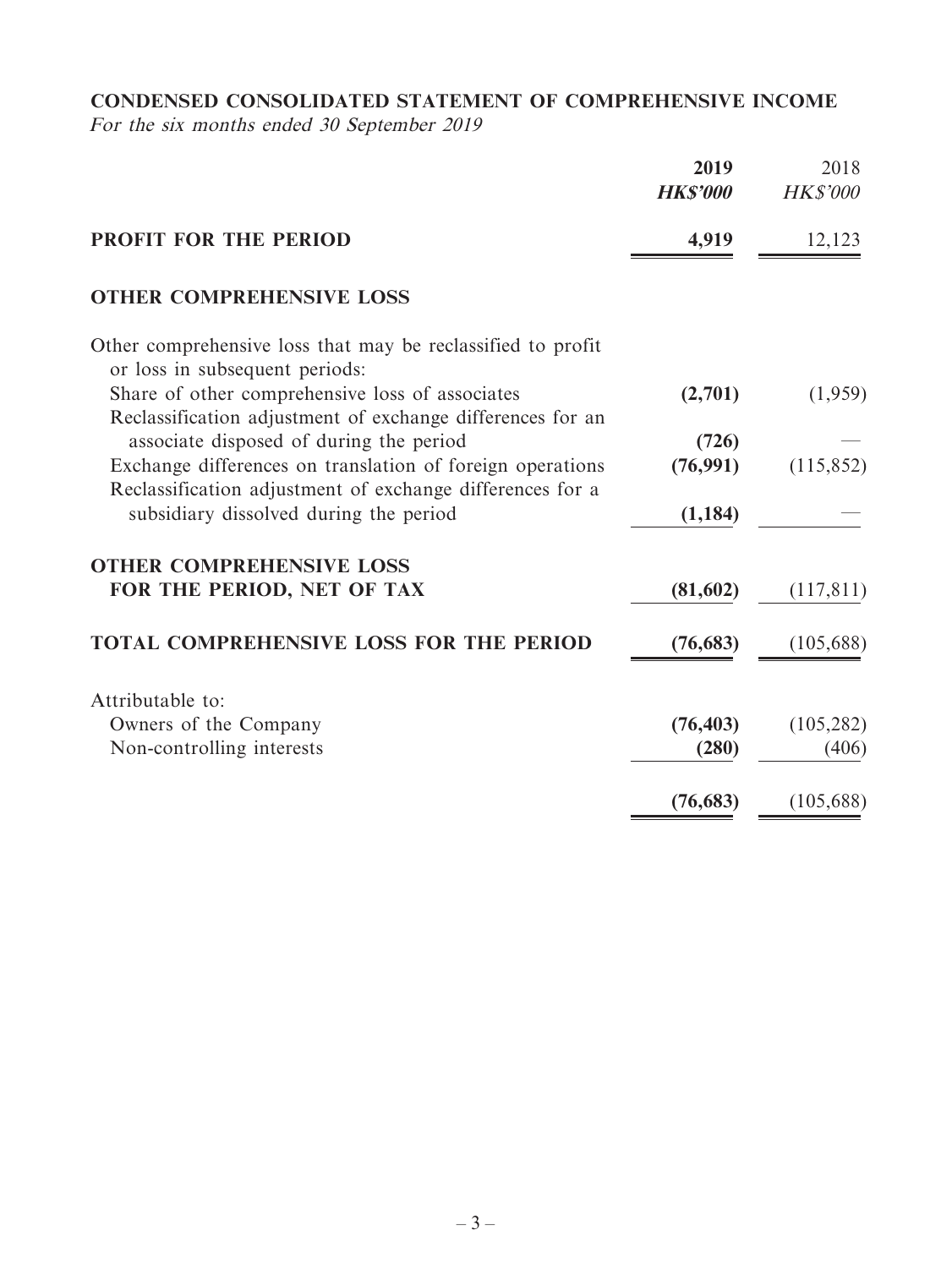**CONDENSED CONSOLIDATED STATEMENT OF COMPREHENSIVE INCOME**

*For the six months ended 30 September 2019*

| | 2019 | 2018 |
|---|---|---|
| | ***HK$'000*** | *HK$'000* |
| **PROFIT FOR THE PERIOD** | **4,919** | 12,123 |
| **OTHER COMPREHENSIVE LOSS** | | |
| Other comprehensive loss that may be reclassified to profit or loss in subsequent periods: | | |
| Share of other comprehensive loss of associates | **(2,701)** | (1,959) |
| Reclassification adjustment of exchange differences for an associate disposed of during the period | **(726)** | — |
| Exchange differences on translation of foreign operations | **(76,991)** | (115,852) |
| Reclassification adjustment of exchange differences for a subsidiary dissolved during the period | **(1,184)** | — |
| **OTHER COMPREHENSIVE LOSS FOR THE PERIOD, NET OF TAX** | **(81,602)** | (117,811) |
| **TOTAL COMPREHENSIVE LOSS FOR THE PERIOD** | **(76,683)** | (105,688) |
| Attributable to: | | |
| Owners of the Company | **(76,403)** | (105,282) |
| Non-controlling interests | **(280)** | (406) |
| | **(76,683)** | (105,688) |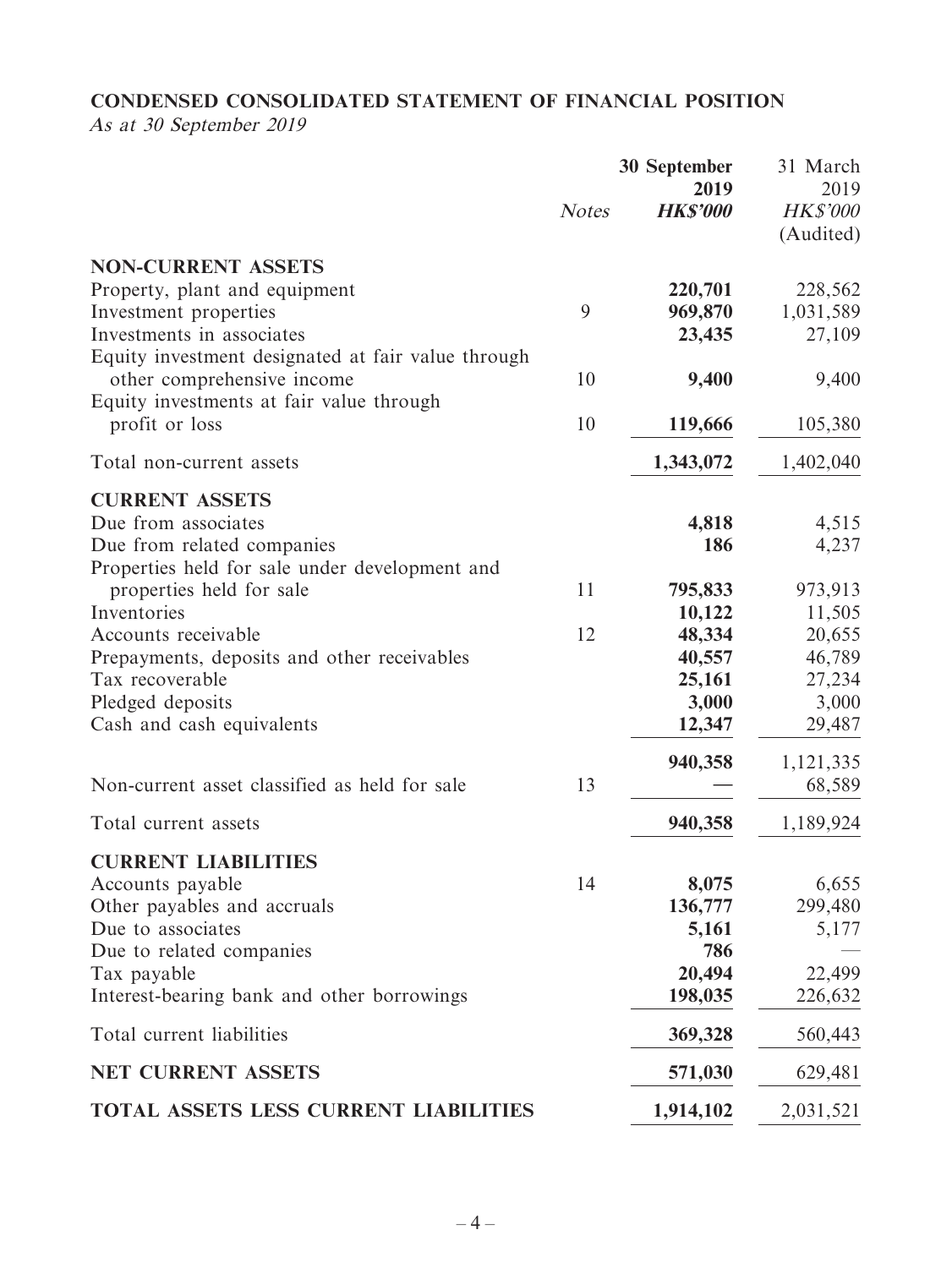# CONDENSED CONSOLIDATED STATEMENT OF FINANCIAL POSITION

*As at 30 September 2019*

| | Notes | 30 September 2019 HK$'000 | 31 March 2019 HK$'000 (Audited) |
|---|---|---|---|
| **NON-CURRENT ASSETS** | | | |
| Property, plant and equipment | | **220,701** | 228,562 |
| Investment properties | 9 | **969,870** | 1,031,589 |
| Investments in associates | | **23,435** | 27,109 |
| Equity investment designated at fair value through other comprehensive income | 10 | **9,400** | 9,400 |
| Equity investments at fair value through profit or loss | 10 | **119,666** | 105,380 |
| Total non-current assets | | **1,343,072** | 1,402,040 |
| **CURRENT ASSETS** | | | |
| Due from associates | | **4,818** | 4,515 |
| Due from related companies | | **186** | 4,237 |
| Properties held for sale under development and properties held for sale | 11 | **795,833** | 973,913 |
| Inventories | | **10,122** | 11,505 |
| Accounts receivable | 12 | **48,334** | 20,655 |
| Prepayments, deposits and other receivables | | **40,557** | 46,789 |
| Tax recoverable | | **25,161** | 27,234 |
| Pledged deposits | | **3,000** | 3,000 |
| Cash and cash equivalents | | **12,347** | 29,487 |
| | | **940,358** | 1,121,335 |
| Non-current asset classified as held for sale | 13 | **—** | 68,589 |
| Total current assets | | **940,358** | 1,189,924 |
| **CURRENT LIABILITIES** | | | |
| Accounts payable | 14 | **8,075** | 6,655 |
| Other payables and accruals | | **136,777** | 299,480 |
| Due to associates | | **5,161** | 5,177 |
| Due to related companies | | **786** | — |
| Tax payable | | **20,494** | 22,499 |
| Interest-bearing bank and other borrowings | | **198,035** | 226,632 |
| Total current liabilities | | **369,328** | 560,443 |
| **NET CURRENT ASSETS** | | **571,030** | 629,481 |
| **TOTAL ASSETS LESS CURRENT LIABILITIES** | | **1,914,102** | 2,031,521 |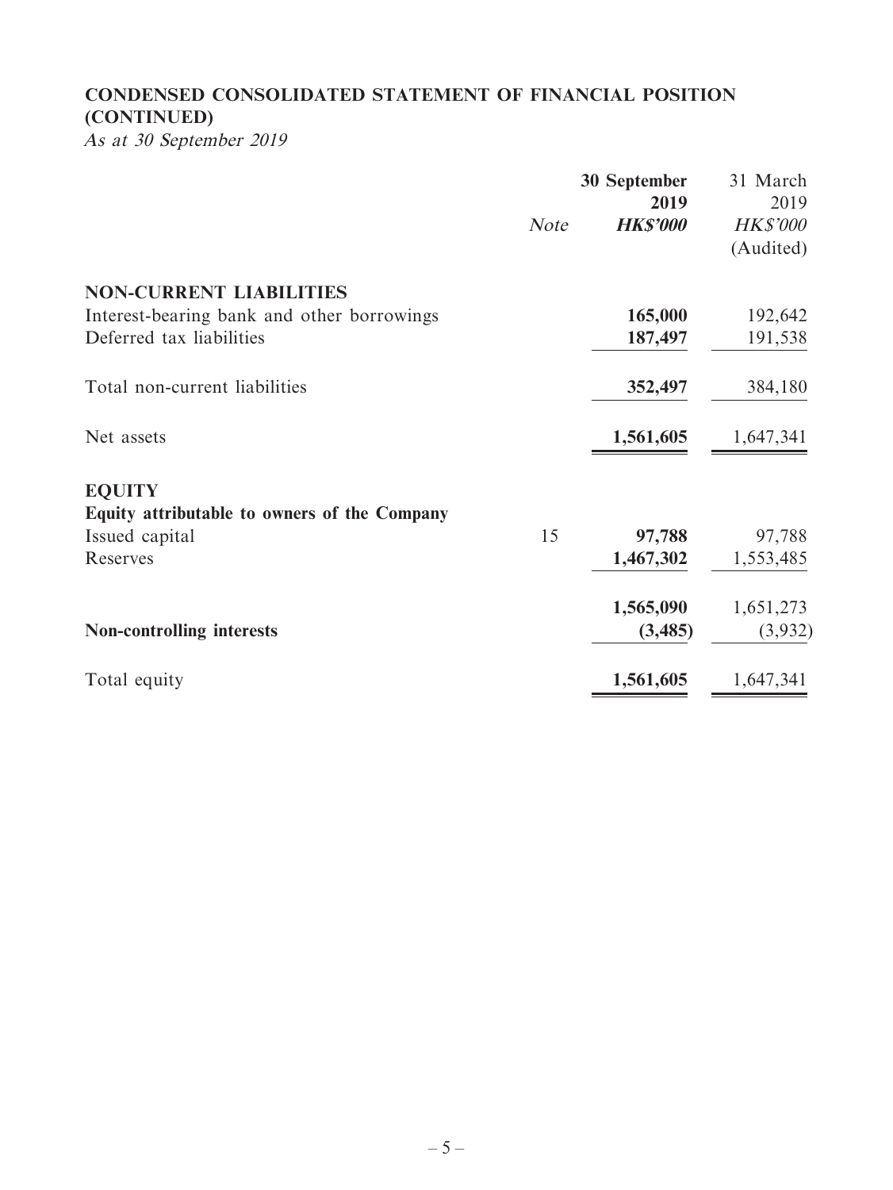## CONDENSED CONSOLIDATED STATEMENT OF FINANCIAL POSITION (CONTINUED)

*As at 30 September 2019*

| | *Note* | **30 September 2019** ***HK$'000*** | 31 March 2019 *HK$'000* (Audited) |
|---|---|---|---|
| **NON-CURRENT LIABILITIES** | | | |
| Interest-bearing bank and other borrowings | | **165,000** | 192,642 |
| Deferred tax liabilities | | **187,497** | 191,538 |
| Total non-current liabilities | | **352,497** | 384,180 |
| Net assets | | **1,561,605** | 1,647,341 |
| **EQUITY** | | | |
| **Equity attributable to owners of the Company** | | | |
| Issued capital | 15 | **97,788** | 97,788 |
| Reserves | | **1,467,302** | 1,553,485 |
| | | **1,565,090** | 1,651,273 |
| **Non-controlling interests** | | **(3,485)** | (3,932) |
| Total equity | | **1,561,605** | 1,647,341 |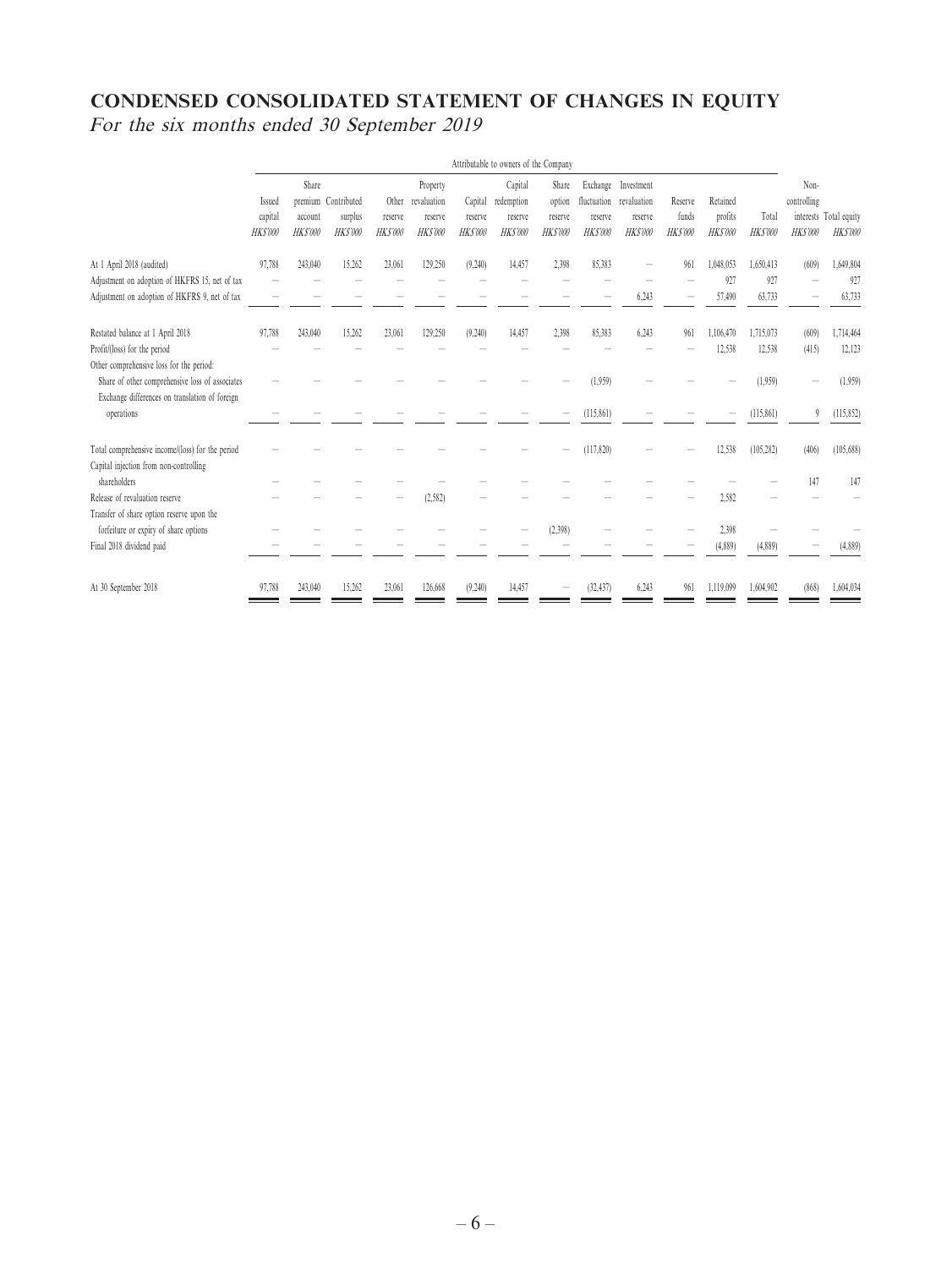# CONDENSED CONSOLIDATED STATEMENT OF CHANGES IN EQUITY

*For the six months ended 30 September 2019*

| | Attributable to owners of the Company | | | | | | | | | | | | | | |
|---|---|---|---|---|---|---|---|---|---|---|---|---|---|---|---|
| | Issued capital HK$'000 | Share premium account HK$'000 | Contributed surplus HK$'000 | Other reserve HK$'000 | Property revaluation reserve HK$'000 | Capital reserve HK$'000 | Capital redemption reserve HK$'000 | Share option reserve HK$'000 | Exchange fluctuation reserve HK$'000 | Investment revaluation reserve HK$'000 | Reserve funds HK$'000 | Retained profits HK$'000 | Total HK$'000 | Non-controlling interests HK$'000 | Total equity HK$'000 |
| At 1 April 2018 (audited) | 97,788 | 243,040 | 15,262 | 23,061 | 129,250 | (9,240) | 14,457 | 2,398 | 85,383 | – | 961 | 1,048,053 | 1,650,413 | (609) | 1,649,804 |
| Adjustment on adoption of HKFRS 15, net of tax | – | – | – | – | – | – | – | – | – | – | – | 927 | 927 | – | 927 |
| Adjustment on adoption of HKFRS 9, net of tax | – | – | – | – | – | – | – | – | – | 6,243 | – | 57,490 | 63,733 | – | 63,733 |
| Restated balance at 1 April 2018 | 97,788 | 243,040 | 15,262 | 23,061 | 129,250 | (9,240) | 14,457 | 2,398 | 85,383 | 6,243 | 961 | 1,106,470 | 1,715,073 | (609) | 1,714,464 |
| Profit/(loss) for the period | – | – | – | – | – | – | – | – | – | – | – | 12,538 | 12,538 | (415) | 12,123 |
| Other comprehensive loss for the period: | | | | | | | | | | | | | | | |
| Share of other comprehensive loss of associates | – | – | – | – | – | – | – | – | (1,959) | – | – | – | (1,959) | – | (1,959) |
| Exchange differences on translation of foreign operations | – | – | – | – | – | – | – | – | (115,861) | – | – | – | (115,861) | 9 | (115,852) |
| Total comprehensive income/(loss) for the period | – | – | – | – | – | – | – | – | (117,820) | – | – | 12,538 | (105,282) | (406) | (105,688) |
| Capital injection from non-controlling shareholders | – | – | – | – | – | – | – | – | – | – | – | – | – | 147 | 147 |
| Release of revaluation reserve | – | – | – | – | (2,582) | – | – | – | – | – | – | 2,582 | – | – | – |
| Transfer of share option reserve upon the forfeiture or expiry of share options | – | – | – | – | – | – | – | (2,398) | – | – | – | 2,398 | – | – | – |
| Final 2018 dividend paid | – | – | – | – | – | – | – | – | – | – | – | (4,889) | (4,889) | – | (4,889) |
| At 30 September 2018 | 97,788 | 243,040 | 15,262 | 23,061 | 126,668 | (9,240) | 14,457 | – | (32,437) | 6,243 | 961 | 1,119,099 | 1,604,902 | (868) | 1,604,034 |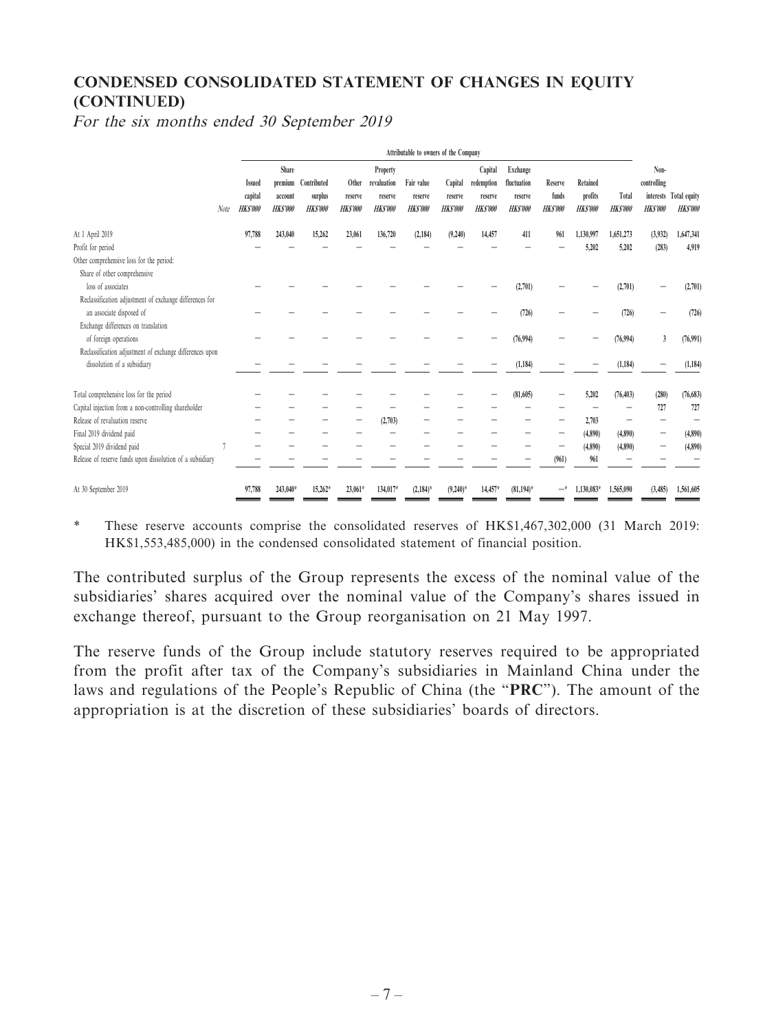## CONDENSED CONSOLIDATED STATEMENT OF CHANGES IN EQUITY (CONTINUED)

*For the six months ended 30 September 2019*

| | | Attributable to owners of the Company | | | | | | | | | | | | | | |
|---|---|---|---|---|---|---|---|---|---|---|---|---|---|---|---|---|
| | Note | Issued capital HK$'000 | Share premium account HK$'000 | Contributed surplus HK$'000 | Other reserve HK$'000 | Property revaluation reserve HK$'000 | Fair value reserve HK$'000 | Capital reserve HK$'000 | Capital redemption reserve HK$'000 | Exchange fluctuation reserve HK$'000 | Reserve funds HK$'000 | Retained profits HK$'000 | Total HK$'000 | Non-controlling interests HK$'000 | Total equity HK$'000 |
| At 1 April 2019 | | 97,788 | 243,040 | 15,262 | 23,061 | 136,720 | (2,184) | (9,240) | 14,457 | 411 | 961 | 1,130,997 | 1,651,273 | (3,932) | 1,647,341 |
| Profit for period | | – | – | – | – | – | – | – | – | – | – | 5,202 | 5,202 | (283) | 4,919 |
| Other comprehensive loss for the period: | | | | | | | | | | | | | | | |
| Share of other comprehensive loss of associates | | – | – | – | – | – | – | – | – | (2,701) | – | – | (2,701) | – | (2,701) |
| Reclassification adjustment of exchange differences for an associate disposed of | | – | – | – | – | – | – | – | – | (726) | – | – | (726) | – | (726) |
| Exchange differences on translation of foreign operations | | – | – | – | – | – | – | – | – | (76,994) | – | – | (76,994) | 3 | (76,991) |
| Reclassification adjustment of exchange differences upon dissolution of a subsidiary | | – | – | – | – | – | – | – | – | (1,184) | – | – | (1,184) | – | (1,184) |
| Total comprehensive loss for the period | | – | – | – | – | – | – | – | – | (81,605) | – | 5,202 | (76,403) | (280) | (76,683) |
| Capital injection from a non-controlling shareholder | | – | – | – | – | – | – | – | – | – | – | – | – | 727 | 727 |
| Release of revaluation reserve | | – | – | – | – | (2,703) | – | – | – | – | – | 2,703 | – | – | – |
| Final 2019 dividend paid | | – | – | – | – | – | – | – | – | – | – | (4,890) | (4,890) | – | (4,890) |
| Special 2019 dividend paid | 7 | – | – | – | – | – | – | – | – | – | – | (4,890) | (4,890) | – | (4,890) |
| Release of reserve funds upon dissolution of a subsidiary | | – | – | – | – | – | – | – | – | – | (961) | 961 | – | – | – |
| At 30 September 2019 | | 97,788 | 243,040* | 15,262* | 23,061* | 134,017* | (2,184)* | (9,240)* | 14,457* | (81,194)* | –* | 1,130,083* | 1,565,090 | (3,485) | 1,561,605 |

\* These reserve accounts comprise the consolidated reserves of HK$1,467,302,000 (31 March 2019: HK$1,553,485,000) in the condensed consolidated statement of financial position.

The contributed surplus of the Group represents the excess of the nominal value of the subsidiaries' shares acquired over the nominal value of the Company's shares issued in exchange thereof, pursuant to the Group reorganisation on 21 May 1997.

The reserve funds of the Group include statutory reserves required to be appropriated from the profit after tax of the Company's subsidiaries in Mainland China under the laws and regulations of the People's Republic of China (the "**PRC**"). The amount of the appropriation is at the discretion of these subsidiaries' boards of directors.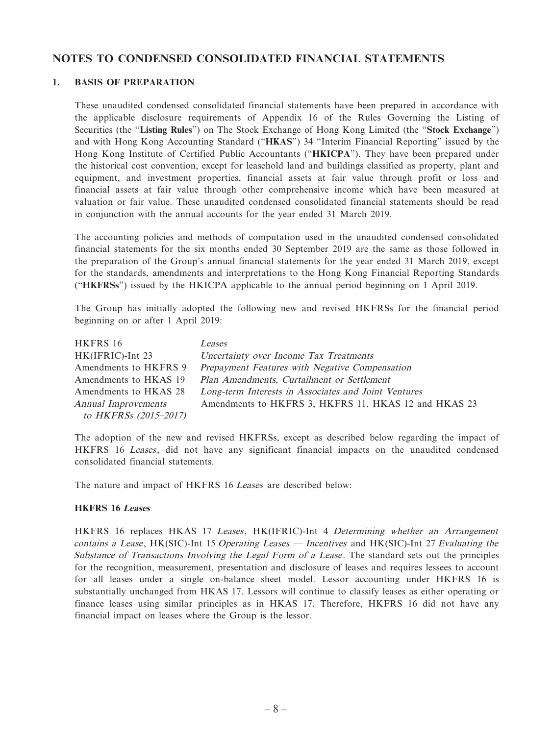## NOTES TO CONDENSED CONSOLIDATED FINANCIAL STATEMENTS

### 1. BASIS OF PREPARATION

These unaudited condensed consolidated financial statements have been prepared in accordance with the applicable disclosure requirements of Appendix 16 of the Rules Governing the Listing of Securities (the "**Listing Rules**") on The Stock Exchange of Hong Kong Limited (the "**Stock Exchange**") and with Hong Kong Accounting Standard ("**HKAS**") 34 "Interim Financial Reporting" issued by the Hong Kong Institute of Certified Public Accountants ("**HKICPA**"). They have been prepared under the historical cost convention, except for leasehold land and buildings classified as property, plant and equipment, and investment properties, financial assets at fair value through profit or loss and financial assets at fair value through other comprehensive income which have been measured at valuation or fair value. These unaudited condensed consolidated financial statements should be read in conjunction with the annual accounts for the year ended 31 March 2019.

The accounting policies and methods of computation used in the unaudited condensed consolidated financial statements for the six months ended 30 September 2019 are the same as those followed in the preparation of the Group's annual financial statements for the year ended 31 March 2019, except for the standards, amendments and interpretations to the Hong Kong Financial Reporting Standards ("**HKFRSs**") issued by the HKICPA applicable to the annual period beginning on 1 April 2019.

The Group has initially adopted the following new and revised HKFRSs for the financial period beginning on or after 1 April 2019:

| | |
|---|---|
| HKFRS 16 | *Leases* |
| HK(IFRIC)-Int 23 | *Uncertainty over Income Tax Treatments* |
| Amendments to HKFRS 9 | *Prepayment Features with Negative Compensation* |
| Amendments to HKAS 19 | *Plan Amendments, Curtailment or Settlement* |
| Amendments to HKAS 28 | *Long-term Interests in Associates and Joint Ventures* |
| *Annual Improvements to HKFRSs (2015–2017)* | Amendments to HKFRS 3, HKFRS 11, HKAS 12 and HKAS 23 |

The adoption of the new and revised HKFRSs, except as described below regarding the impact of HKFRS 16 *Leases*, did not have any significant financial impacts on the unaudited condensed consolidated financial statements.

The nature and impact of HKFRS 16 *Leases* are described below:

**HKFRS 16 *Leases***

HKFRS 16 replaces HKAS 17 *Leases*, HK(IFRIC)-Int 4 *Determining whether an Arrangement contains a Lease*, HK(SIC)-Int 15 *Operating Leases — Incentives* and HK(SIC)-Int 27 *Evaluating the Substance of Transactions Involving the Legal Form of a Lease*. The standard sets out the principles for the recognition, measurement, presentation and disclosure of leases and requires lessees to account for all leases under a single on-balance sheet model. Lessor accounting under HKFRS 16 is substantially unchanged from HKAS 17. Lessors will continue to classify leases as either operating or finance leases using similar principles as in HKAS 17. Therefore, HKFRS 16 did not have any financial impact on leases where the Group is the lessor.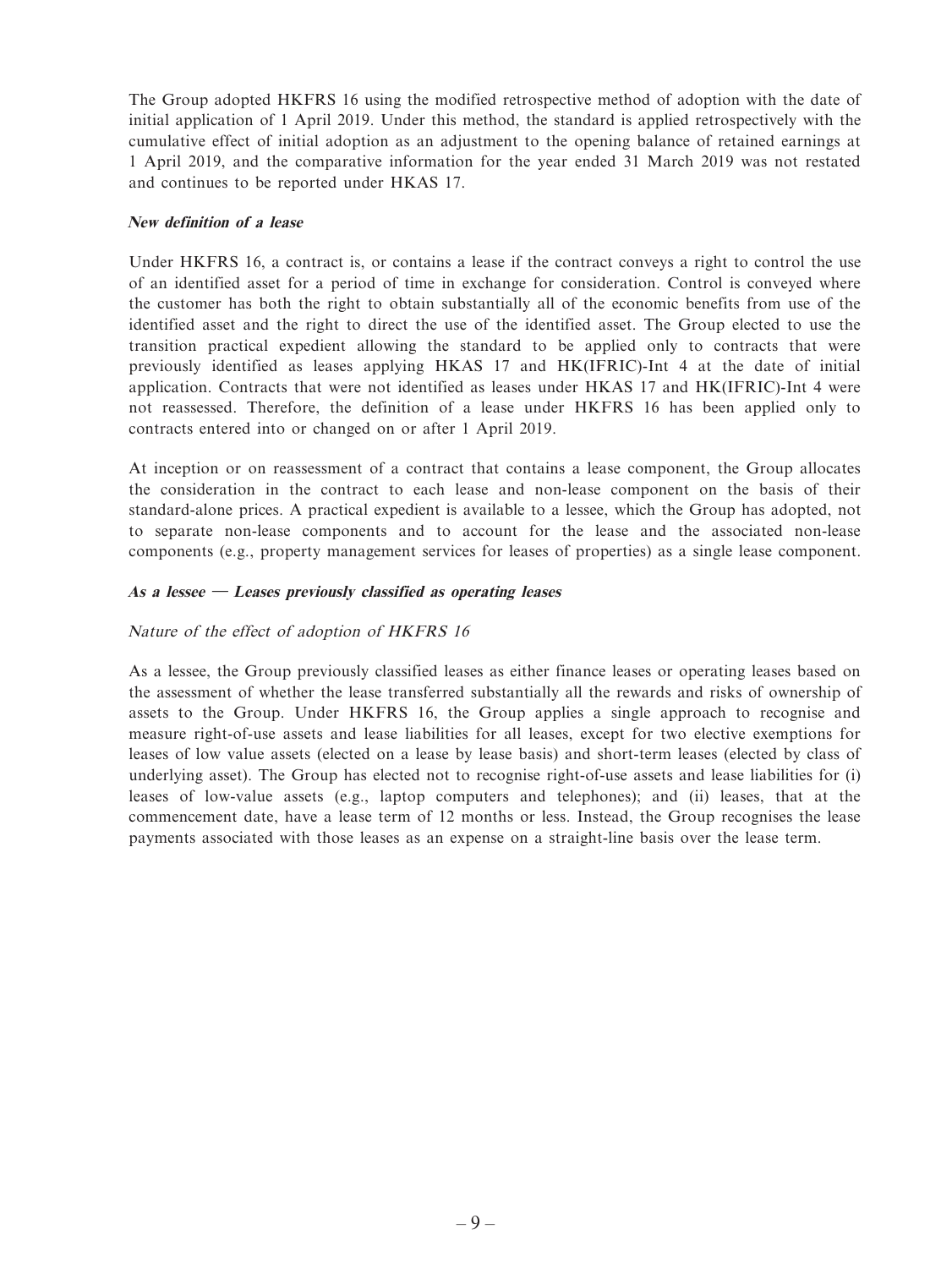The Group adopted HKFRS 16 using the modified retrospective method of adoption with the date of initial application of 1 April 2019. Under this method, the standard is applied retrospectively with the cumulative effect of initial adoption as an adjustment to the opening balance of retained earnings at 1 April 2019, and the comparative information for the year ended 31 March 2019 was not restated and continues to be reported under HKAS 17.

***New definition of a lease***

Under HKFRS 16, a contract is, or contains a lease if the contract conveys a right to control the use of an identified asset for a period of time in exchange for consideration. Control is conveyed where the customer has both the right to obtain substantially all of the economic benefits from use of the identified asset and the right to direct the use of the identified asset. The Group elected to use the transition practical expedient allowing the standard to be applied only to contracts that were previously identified as leases applying HKAS 17 and HK(IFRIC)-Int 4 at the date of initial application. Contracts that were not identified as leases under HKAS 17 and HK(IFRIC)-Int 4 were not reassessed. Therefore, the definition of a lease under HKFRS 16 has been applied only to contracts entered into or changed on or after 1 April 2019.

At inception or on reassessment of a contract that contains a lease component, the Group allocates the consideration in the contract to each lease and non-lease component on the basis of their standard-alone prices. A practical expedient is available to a lessee, which the Group has adopted, not to separate non-lease components and to account for the lease and the associated non-lease components (e.g., property management services for leases of properties) as a single lease component.

***As a lessee — Leases previously classified as operating leases***

*Nature of the effect of adoption of HKFRS 16*

As a lessee, the Group previously classified leases as either finance leases or operating leases based on the assessment of whether the lease transferred substantially all the rewards and risks of ownership of assets to the Group. Under HKFRS 16, the Group applies a single approach to recognise and measure right-of-use assets and lease liabilities for all leases, except for two elective exemptions for leases of low value assets (elected on a lease by lease basis) and short-term leases (elected by class of underlying asset). The Group has elected not to recognise right-of-use assets and lease liabilities for (i) leases of low-value assets (e.g., laptop computers and telephones); and (ii) leases, that at the commencement date, have a lease term of 12 months or less. Instead, the Group recognises the lease payments associated with those leases as an expense on a straight-line basis over the lease term.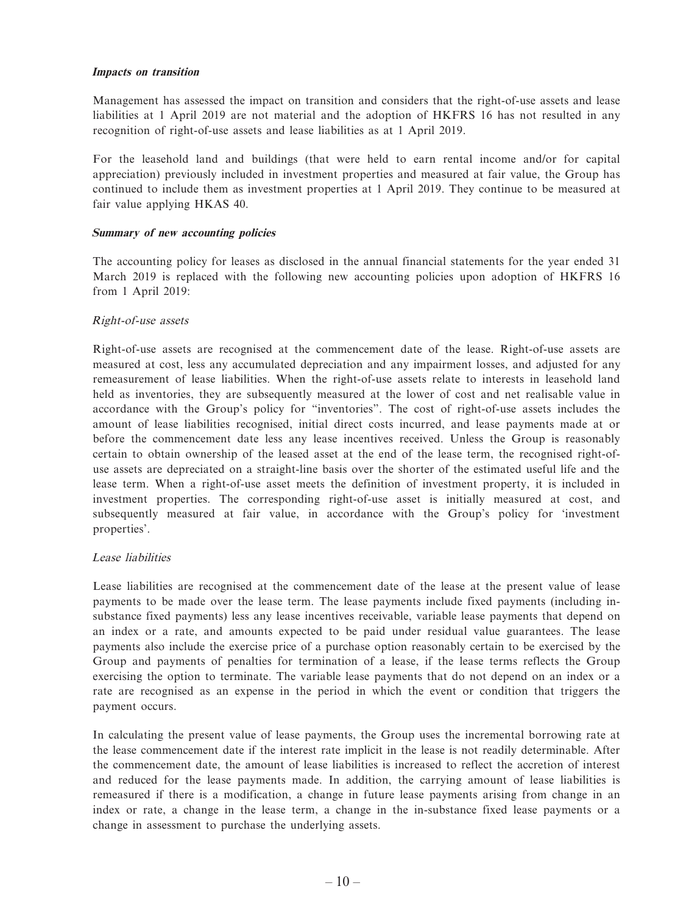***Impacts on transition***

Management has assessed the impact on transition and considers that the right-of-use assets and lease liabilities at 1 April 2019 are not material and the adoption of HKFRS 16 has not resulted in any recognition of right-of-use assets and lease liabilities as at 1 April 2019.

For the leasehold land and buildings (that were held to earn rental income and/or for capital appreciation) previously included in investment properties and measured at fair value, the Group has continued to include them as investment properties at 1 April 2019. They continue to be measured at fair value applying HKAS 40.

***Summary of new accounting policies***

The accounting policy for leases as disclosed in the annual financial statements for the year ended 31 March 2019 is replaced with the following new accounting policies upon adoption of HKFRS 16 from 1 April 2019:

*Right-of-use assets*

Right-of-use assets are recognised at the commencement date of the lease. Right-of-use assets are measured at cost, less any accumulated depreciation and any impairment losses, and adjusted for any remeasurement of lease liabilities. When the right-of-use assets relate to interests in leasehold land held as inventories, they are subsequently measured at the lower of cost and net realisable value in accordance with the Group's policy for "inventories". The cost of right-of-use assets includes the amount of lease liabilities recognised, initial direct costs incurred, and lease payments made at or before the commencement date less any lease incentives received. Unless the Group is reasonably certain to obtain ownership of the leased asset at the end of the lease term, the recognised right-of-use assets are depreciated on a straight-line basis over the shorter of the estimated useful life and the lease term. When a right-of-use asset meets the definition of investment property, it is included in investment properties. The corresponding right-of-use asset is initially measured at cost, and subsequently measured at fair value, in accordance with the Group's policy for 'investment properties'.

*Lease liabilities*

Lease liabilities are recognised at the commencement date of the lease at the present value of lease payments to be made over the lease term. The lease payments include fixed payments (including in-substance fixed payments) less any lease incentives receivable, variable lease payments that depend on an index or a rate, and amounts expected to be paid under residual value guarantees. The lease payments also include the exercise price of a purchase option reasonably certain to be exercised by the Group and payments of penalties for termination of a lease, if the lease terms reflects the Group exercising the option to terminate. The variable lease payments that do not depend on an index or a rate are recognised as an expense in the period in which the event or condition that triggers the payment occurs.

In calculating the present value of lease payments, the Group uses the incremental borrowing rate at the lease commencement date if the interest rate implicit in the lease is not readily determinable. After the commencement date, the amount of lease liabilities is increased to reflect the accretion of interest and reduced for the lease payments made. In addition, the carrying amount of lease liabilities is remeasured if there is a modification, a change in future lease payments arising from change in an index or rate, a change in the lease term, a change in the in-substance fixed lease payments or a change in assessment to purchase the underlying assets.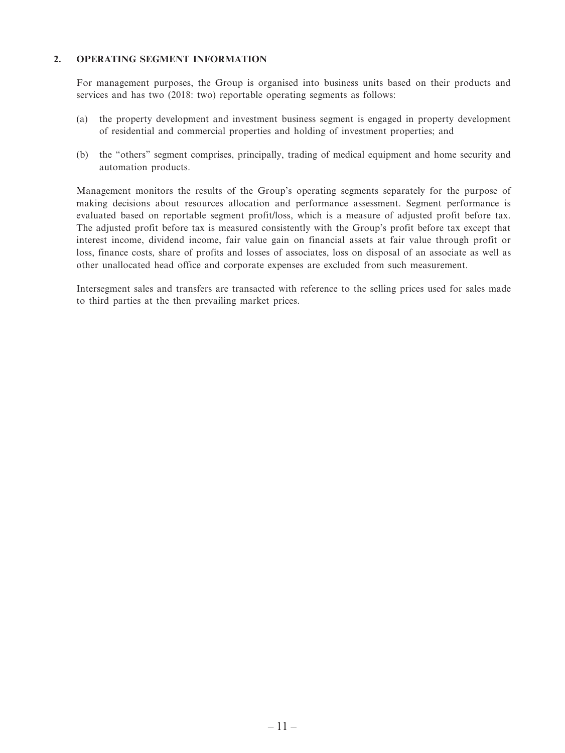## 2. OPERATING SEGMENT INFORMATION

For management purposes, the Group is organised into business units based on their products and services and has two (2018: two) reportable operating segments as follows:

(a) the property development and investment business segment is engaged in property development of residential and commercial properties and holding of investment properties; and

(b) the "others" segment comprises, principally, trading of medical equipment and home security and automation products.

Management monitors the results of the Group's operating segments separately for the purpose of making decisions about resources allocation and performance assessment. Segment performance is evaluated based on reportable segment profit/loss, which is a measure of adjusted profit before tax. The adjusted profit before tax is measured consistently with the Group's profit before tax except that interest income, dividend income, fair value gain on financial assets at fair value through profit or loss, finance costs, share of profits and losses of associates, loss on disposal of an associate as well as other unallocated head office and corporate expenses are excluded from such measurement.

Intersegment sales and transfers are transacted with reference to the selling prices used for sales made to third parties at the then prevailing market prices.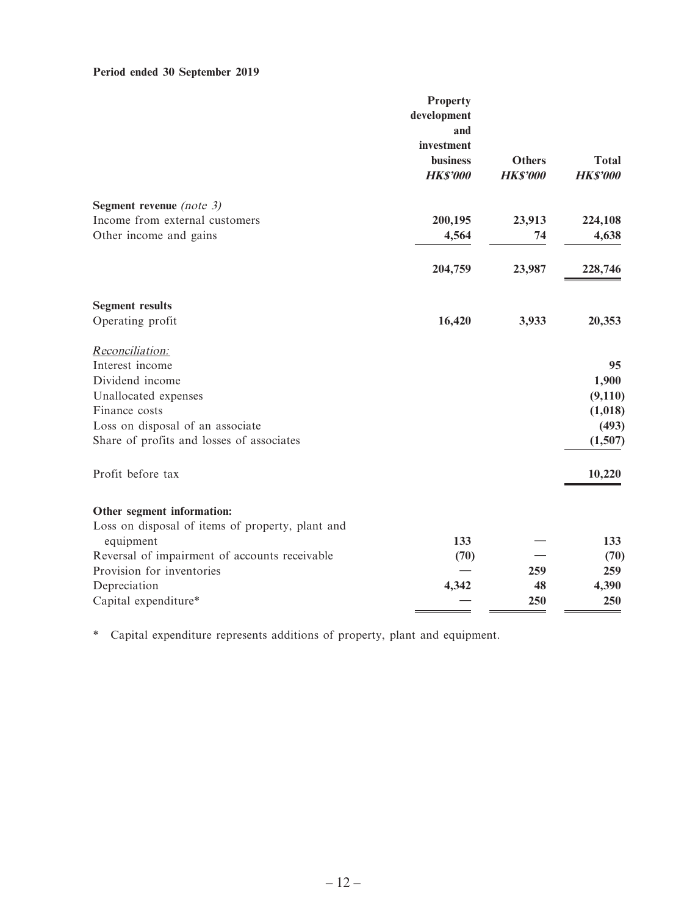**Period ended 30 September 2019**

| | Property development and investment business | Others | Total |
|---|---|---|---|
| | ***HK$'000*** | ***HK$'000*** | ***HK$'000*** |
| **Segment revenue** *(note 3)* | | | |
| Income from external customers | **200,195** | **23,913** | **224,108** |
| Other income and gains | **4,564** | **74** | **4,638** |
| | **204,759** | **23,987** | **228,746** |
| **Segment results** | | | |
| Operating profit | **16,420** | **3,933** | **20,353** |
| *Reconciliation:* | | | |
| Interest income | | | **95** |
| Dividend income | | | **1,900** |
| Unallocated expenses | | | **(9,110)** |
| Finance costs | | | **(1,018)** |
| Loss on disposal of an associate | | | **(493)** |
| Share of profits and losses of associates | | | **(1,507)** |
| Profit before tax | | | **10,220** |
| **Other segment information:** | | | |
| Loss on disposal of items of property, plant and equipment | **133** | **—** | **133** |
| Reversal of impairment of accounts receivable | **(70)** | **—** | **(70)** |
| Provision for inventories | **—** | **259** | **259** |
| Depreciation | **4,342** | **48** | **4,390** |
| Capital expenditure* | **—** | **250** | **250** |

\* Capital expenditure represents additions of property, plant and equipment.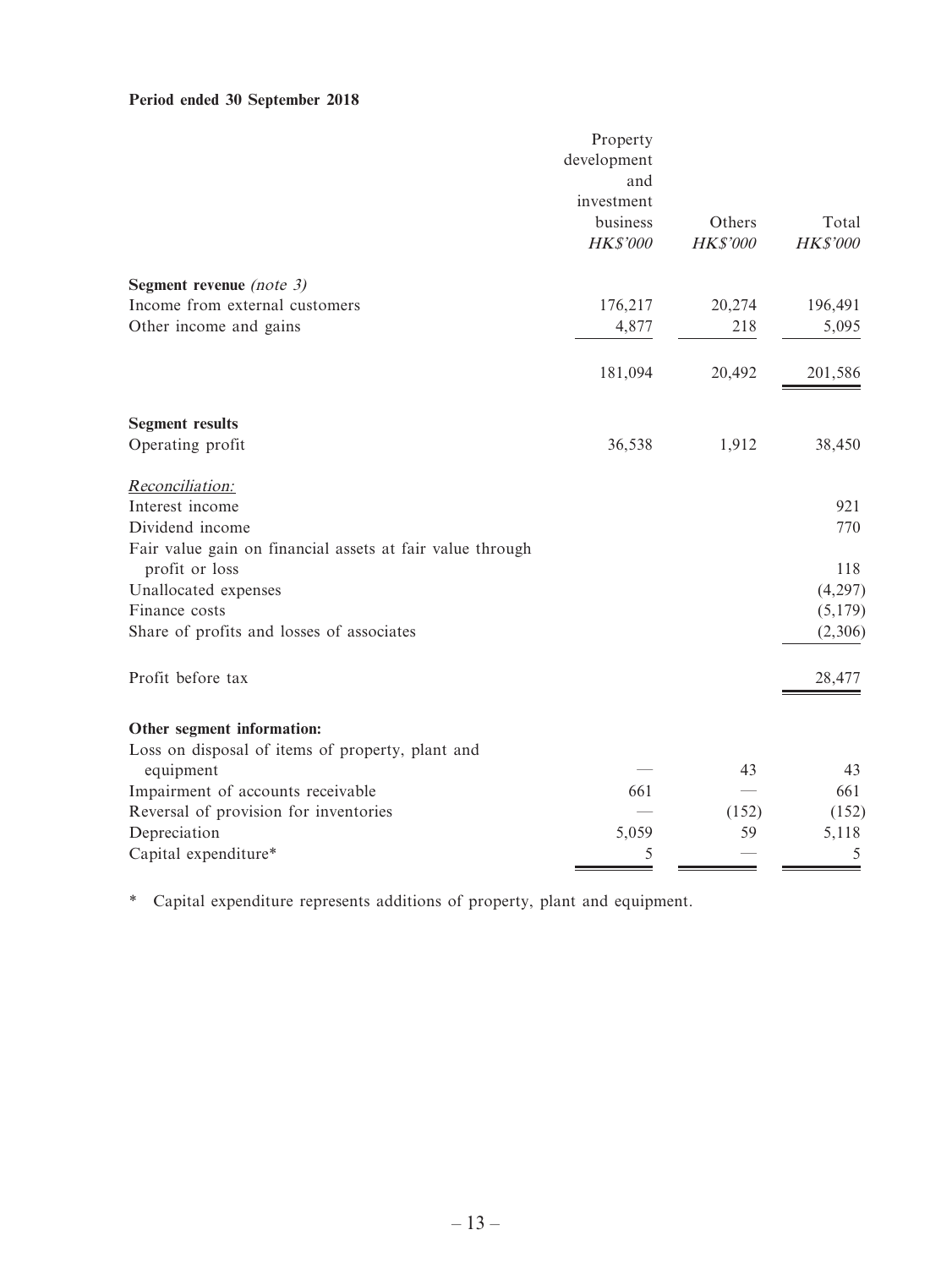**Period ended 30 September 2018**

| | Property development and investment business *HK$'000* | Others *HK$'000* | Total *HK$'000* |
|---|---|---|---|
| **Segment revenue** *(note 3)* | | | |
| Income from external customers | 176,217 | 20,274 | 196,491 |
| Other income and gains | 4,877 | 218 | 5,095 |
| | 181,094 | 20,492 | 201,586 |
| **Segment results** | | | |
| Operating profit | 36,538 | 1,912 | 38,450 |
| *Reconciliation:* | | | |
| Interest income | | | 921 |
| Dividend income | | | 770 |
| Fair value gain on financial assets at fair value through profit or loss | | | 118 |
| Unallocated expenses | | | (4,297) |
| Finance costs | | | (5,179) |
| Share of profits and losses of associates | | | (2,306) |
| Profit before tax | | | 28,477 |
| **Other segment information:** | | | |
| Loss on disposal of items of property, plant and equipment | — | 43 | 43 |
| Impairment of accounts receivable | 661 | — | 661 |
| Reversal of provision for inventories | — | (152) | (152) |
| Depreciation | 5,059 | 59 | 5,118 |
| Capital expenditure* | 5 | — | 5 |

\* Capital expenditure represents additions of property, plant and equipment.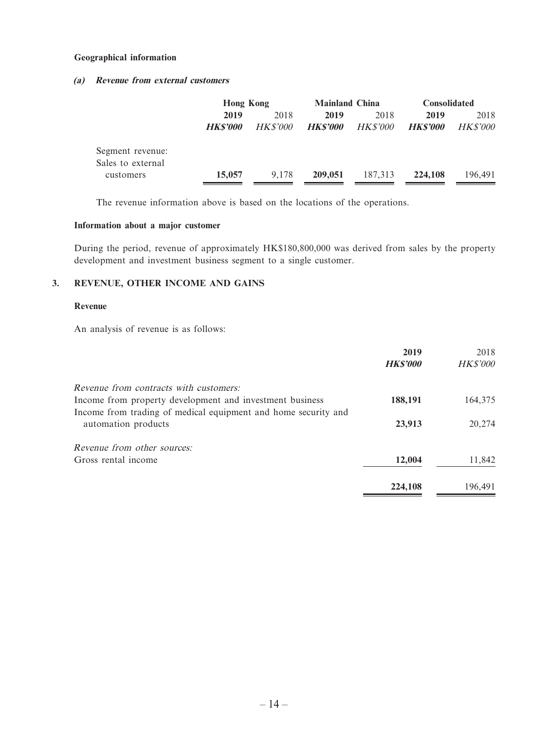**Geographical information**

***(a) Revenue from external customers***

| | Hong Kong | | Mainland China | | Consolidated | |
|---|---|---|---|---|---|---|
| | **2019** | 2018 | **2019** | 2018 | **2019** | 2018 |
| | ***HK$'000*** | *HK$'000* | ***HK$'000*** | *HK$'000* | ***HK$'000*** | *HK$'000* |
| Segment revenue: | | | | | | |
| Sales to external customers | **15,057** | 9,178 | **209,051** | 187,313 | **224,108** | 196,491 |

The revenue information above is based on the locations of the operations.

**Information about a major customer**

During the period, revenue of approximately HK$180,800,000 was derived from sales by the property development and investment business segment to a single customer.

## 3. REVENUE, OTHER INCOME AND GAINS

**Revenue**

An analysis of revenue is as follows:

| | **2019** | 2018 |
|---|---|---|
| | ***HK$'000*** | *HK$'000* |
| *Revenue from contracts with customers:* | | |
| Income from property development and investment business | **188,191** | 164,375 |
| Income from trading of medical equipment and home security and automation products | **23,913** | 20,274 |
| *Revenue from other sources:* | | |
| Gross rental income | **12,004** | 11,842 |
| | **224,108** | 196,491 |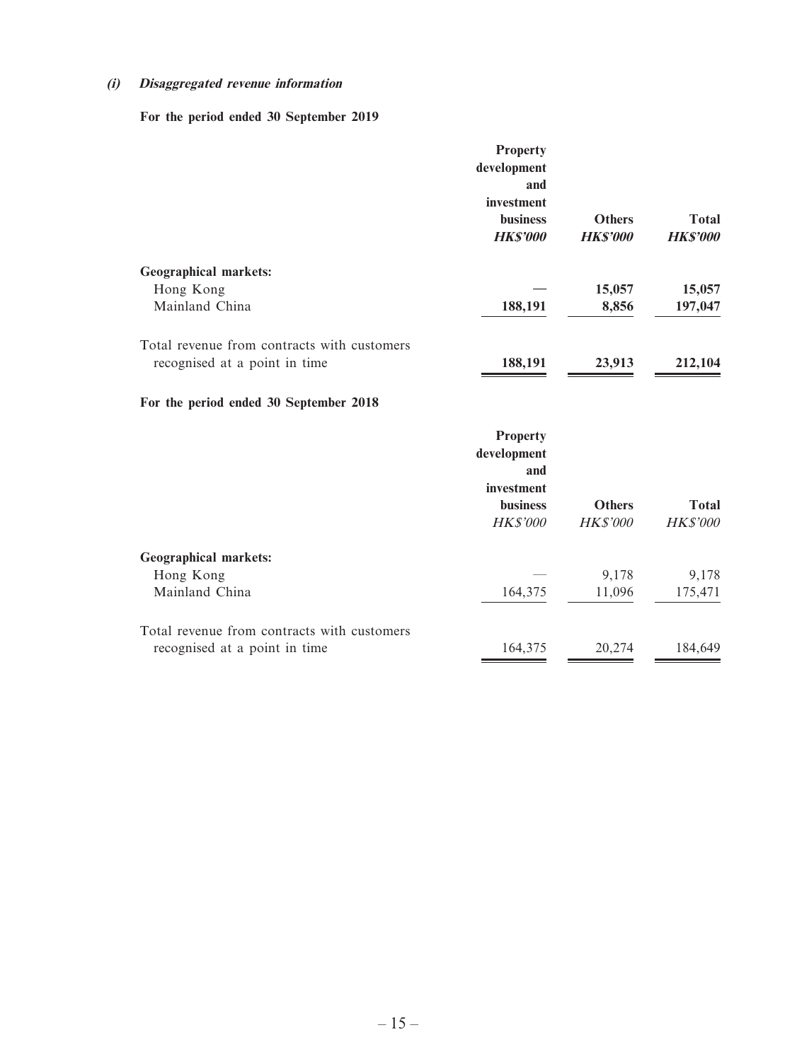### *(i) Disaggregated revenue information*

**For the period ended 30 September 2019**

| | Property development and investment business | Others | Total |
|---|---|---|---|
| | ***HK$'000*** | ***HK$'000*** | ***HK$'000*** |
| **Geographical markets:** | | | |
| Hong Kong | **—** | **15,057** | **15,057** |
| Mainland China | **188,191** | **8,856** | **197,047** |
| Total revenue from contracts with customers recognised at a point in time | **188,191** | **23,913** | **212,104** |

**For the period ended 30 September 2018**

| | Property development and investment business | Others | Total |
|---|---|---|---|
| | *HK$'000* | *HK$'000* | *HK$'000* |
| **Geographical markets:** | | | |
| Hong Kong | — | 9,178 | 9,178 |
| Mainland China | 164,375 | 11,096 | 175,471 |
| Total revenue from contracts with customers recognised at a point in time | 164,375 | 20,274 | 184,649 |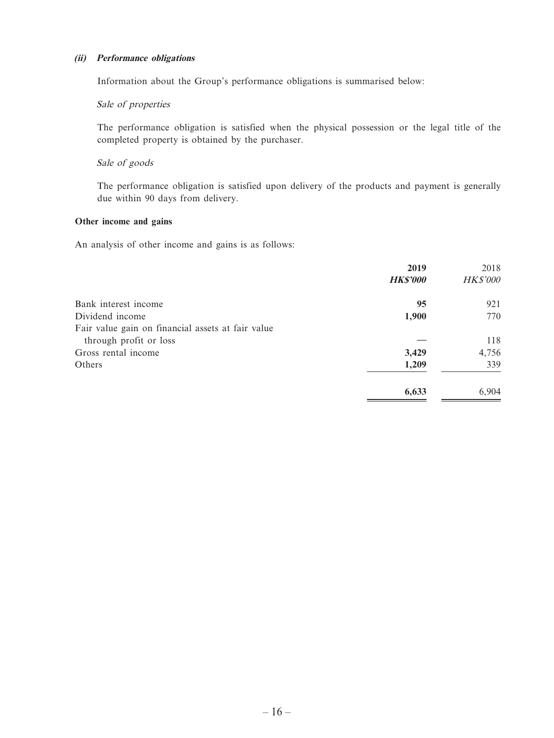***(ii) Performance obligations***

Information about the Group's performance obligations is summarised below:

*Sale of properties*

The performance obligation is satisfied when the physical possession or the legal title of the completed property is obtained by the purchaser.

*Sale of goods*

The performance obligation is satisfied upon delivery of the products and payment is generally due within 90 days from delivery.

**Other income and gains**

An analysis of other income and gains is as follows:

| | **2019** | 2018 |
|---|---|---|
| | ***HK$'000*** | *HK$'000* |
| Bank interest income | **95** | 921 |
| Dividend income | **1,900** | 770 |
| Fair value gain on financial assets at fair value through profit or loss | **—** | 118 |
| Gross rental income | **3,429** | 4,756 |
| Others | **1,209** | 339 |
| | **6,633** | 6,904 |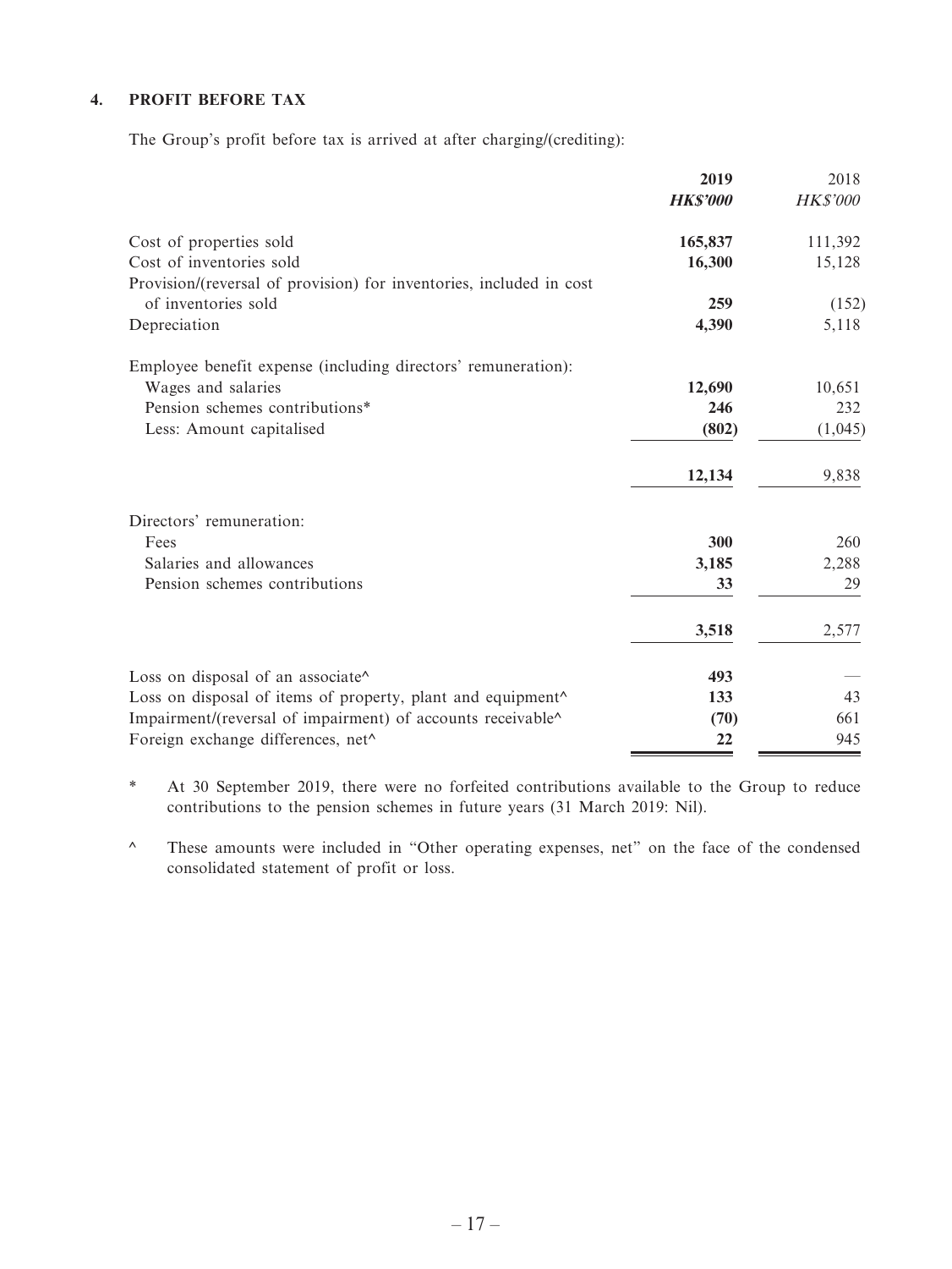## 4. PROFIT BEFORE TAX

The Group's profit before tax is arrived at after charging/(crediting):

| | 2019 | 2018 |
|---|---|---|
| | ***HK$'000*** | *HK$'000* |
| Cost of properties sold | **165,837** | 111,392 |
| Cost of inventories sold | **16,300** | 15,128 |
| Provision/(reversal of provision) for inventories, included in cost of inventories sold | **259** | (152) |
| Depreciation | **4,390** | 5,118 |
| Employee benefit expense (including directors' remuneration): | | |
| Wages and salaries | **12,690** | 10,651 |
| Pension schemes contributions* | **246** | 232 |
| Less: Amount capitalised | **(802)** | (1,045) |
| | **12,134** | 9,838 |
| Directors' remuneration: | | |
| Fees | **300** | 260 |
| Salaries and allowances | **3,185** | 2,288 |
| Pension schemes contributions | **33** | 29 |
| | **3,518** | 2,577 |
| Loss on disposal of an associate^ | **493** | — |
| Loss on disposal of items of property, plant and equipment^ | **133** | 43 |
| Impairment/(reversal of impairment) of accounts receivable^ | **(70)** | 661 |
| Foreign exchange differences, net^ | **22** | 945 |

\* At 30 September 2019, there were no forfeited contributions available to the Group to reduce contributions to the pension schemes in future years (31 March 2019: Nil).

^ These amounts were included in "Other operating expenses, net" on the face of the condensed consolidated statement of profit or loss.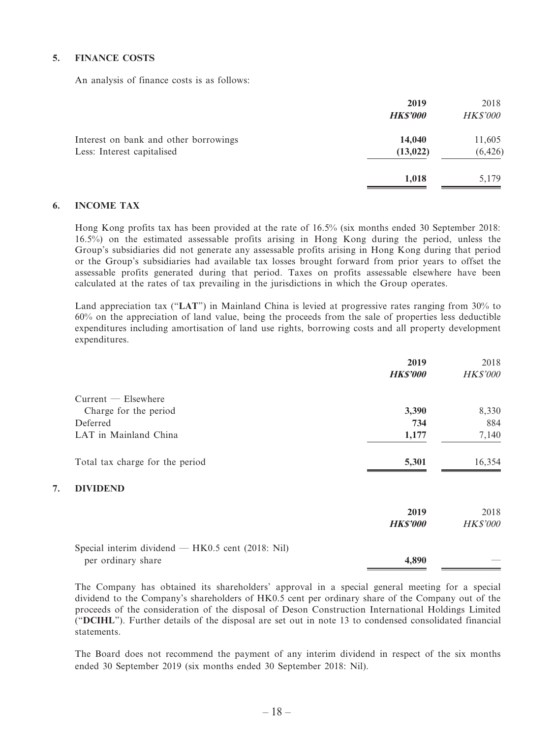## 5. FINANCE COSTS

An analysis of finance costs is as follows:

| | 2019 | 2018 |
|---|---|---|
| | ***HK$'000*** | *HK$'000* |
| Interest on bank and other borrowings | **14,040** | 11,605 |
| Less: Interest capitalised | **(13,022)** | (6,426) |
| | **1,018** | 5,179 |

## 6. INCOME TAX

Hong Kong profits tax has been provided at the rate of 16.5% (six months ended 30 September 2018: 16.5%) on the estimated assessable profits arising in Hong Kong during the period, unless the Group's subsidiaries did not generate any assessable profits arising in Hong Kong during that period or the Group's subsidiaries had available tax losses brought forward from prior years to offset the assessable profits generated during that period. Taxes on profits assessable elsewhere have been calculated at the rates of tax prevailing in the jurisdictions in which the Group operates.

Land appreciation tax ("**LAT**") in Mainland China is levied at progressive rates ranging from 30% to 60% on the appreciation of land value, being the proceeds from the sale of properties less deductible expenditures including amortisation of land use rights, borrowing costs and all property development expenditures.

| | 2019 | 2018 |
|---|---|---|
| | ***HK$'000*** | *HK$'000* |
| Current — Elsewhere | | |
| Charge for the period | **3,390** | 8,330 |
| Deferred | **734** | 884 |
| LAT in Mainland China | **1,177** | 7,140 |
| Total tax charge for the period | **5,301** | 16,354 |

## 7. DIVIDEND

| | 2019 | 2018 |
|---|---|---|
| | ***HK$'000*** | *HK$'000* |
| Special interim dividend — HK0.5 cent (2018: Nil) per ordinary share | **4,890** | — |

The Company has obtained its shareholders' approval in a special general meeting for a special dividend to the Company's shareholders of HK0.5 cent per ordinary share of the Company out of the proceeds of the consideration of the disposal of Deson Construction International Holdings Limited ("**DCIHL**"). Further details of the disposal are set out in note 13 to condensed consolidated financial statements.

The Board does not recommend the payment of any interim dividend in respect of the six months ended 30 September 2019 (six months ended 30 September 2018: Nil).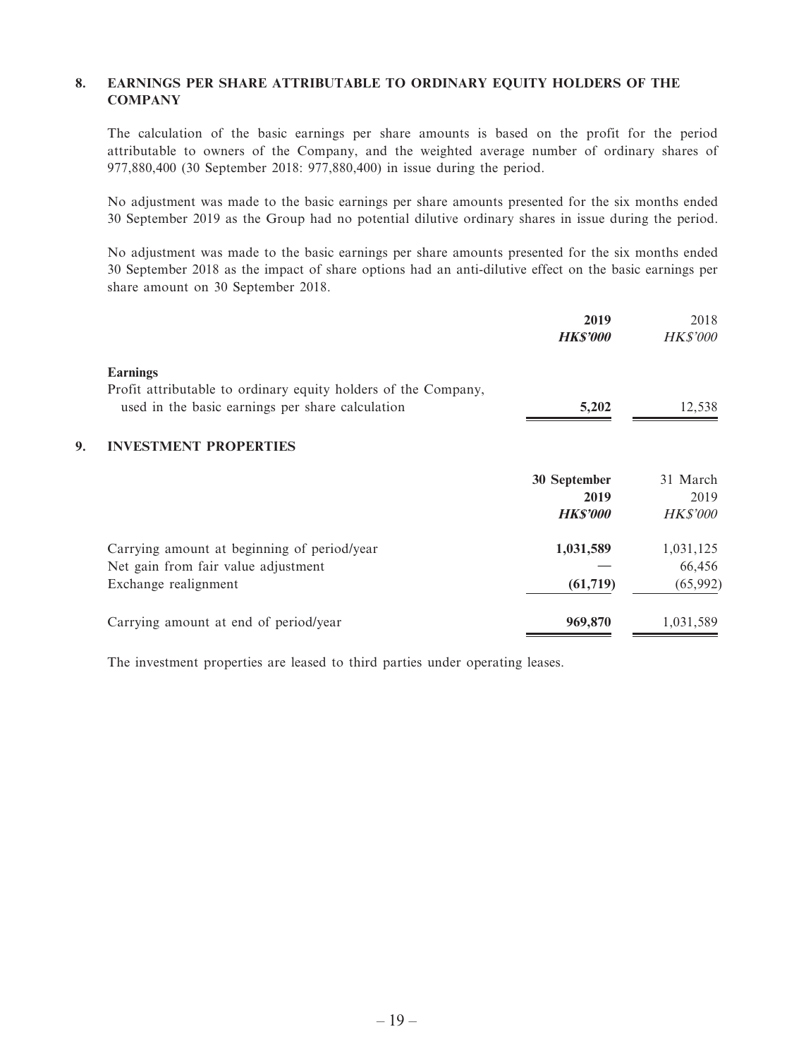## 8. EARNINGS PER SHARE ATTRIBUTABLE TO ORDINARY EQUITY HOLDERS OF THE COMPANY

The calculation of the basic earnings per share amounts is based on the profit for the period attributable to owners of the Company, and the weighted average number of ordinary shares of 977,880,400 (30 September 2018: 977,880,400) in issue during the period.

No adjustment was made to the basic earnings per share amounts presented for the six months ended 30 September 2019 as the Group had no potential dilutive ordinary shares in issue during the period.

No adjustment was made to the basic earnings per share amounts presented for the six months ended 30 September 2018 as the impact of share options had an anti-dilutive effect on the basic earnings per share amount on 30 September 2018.

| | **2019** | 2018 |
|---|---|---|
| | ***HK$'000*** | *HK$'000* |
| **Earnings** | | |
| Profit attributable to ordinary equity holders of the Company, used in the basic earnings per share calculation | **5,202** | 12,538 |

## 9. INVESTMENT PROPERTIES

| | **30 September 2019** | 31 March 2019 |
|---|---|---|
| | ***HK$'000*** | *HK$'000* |
| Carrying amount at beginning of period/year | **1,031,589** | 1,031,125 |
| Net gain from fair value adjustment | **—** | 66,456 |
| Exchange realignment | **(61,719)** | (65,992) |
| Carrying amount at end of period/year | **969,870** | 1,031,589 |

The investment properties are leased to third parties under operating leases.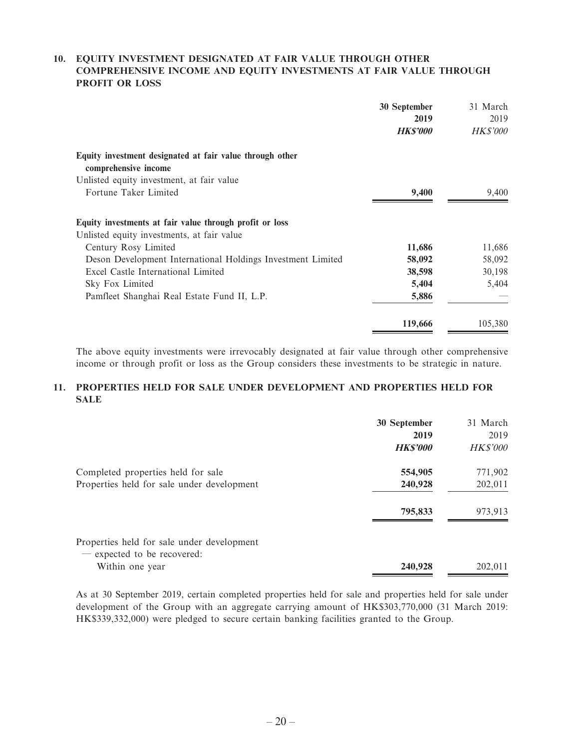## 10. EQUITY INVESTMENT DESIGNATED AT FAIR VALUE THROUGH OTHER COMPREHENSIVE INCOME AND EQUITY INVESTMENTS AT FAIR VALUE THROUGH PROFIT OR LOSS

| | 30 September 2019 | 31 March 2019 |
|---|---|---|
| | ***HK$'000*** | *HK$'000* |
| **Equity investment designated at fair value through other comprehensive income** | | |
| Unlisted equity investment, at fair value | | |
| Fortune Taker Limited | **9,400** | 9,400 |
| **Equity investments at fair value through profit or loss** | | |
| Unlisted equity investments, at fair value | | |
| Century Rosy Limited | **11,686** | 11,686 |
| Deson Development International Holdings Investment Limited | **58,092** | 58,092 |
| Excel Castle International Limited | **38,598** | 30,198 |
| Sky Fox Limited | **5,404** | 5,404 |
| Pamfleet Shanghai Real Estate Fund II, L.P. | **5,886** | — |
| | **119,666** | 105,380 |

The above equity investments were irrevocably designated at fair value through other comprehensive income or through profit or loss as the Group considers these investments to be strategic in nature.

## 11. PROPERTIES HELD FOR SALE UNDER DEVELOPMENT AND PROPERTIES HELD FOR SALE

| | 30 September 2019 | 31 March 2019 |
|---|---|---|
| | ***HK$'000*** | *HK$'000* |
| Completed properties held for sale | **554,905** | 771,902 |
| Properties held for sale under development | **240,928** | 202,011 |
| | **795,833** | 973,913 |
| Properties held for sale under development — expected to be recovered: | | |
| Within one year | **240,928** | 202,011 |

As at 30 September 2019, certain completed properties held for sale and properties held for sale under development of the Group with an aggregate carrying amount of HK$303,770,000 (31 March 2019: HK$339,332,000) were pledged to secure certain banking facilities granted to the Group.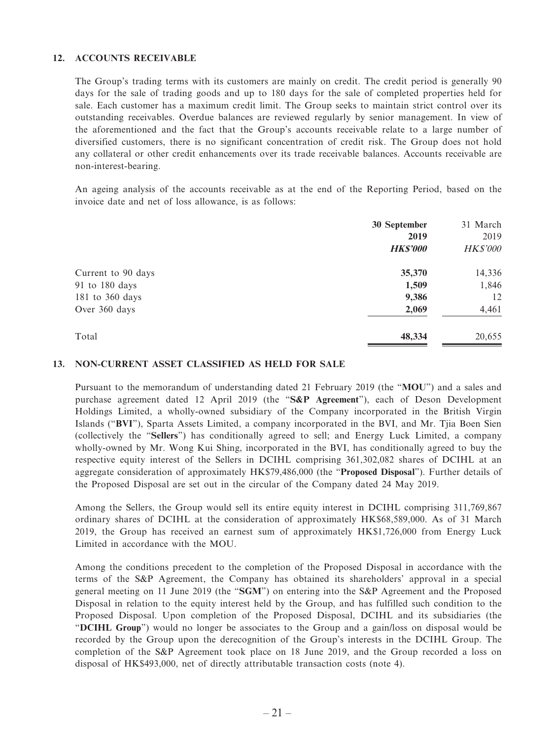## 12. ACCOUNTS RECEIVABLE

The Group's trading terms with its customers are mainly on credit. The credit period is generally 90 days for the sale of trading goods and up to 180 days for the sale of completed properties held for sale. Each customer has a maximum credit limit. The Group seeks to maintain strict control over its outstanding receivables. Overdue balances are reviewed regularly by senior management. In view of the aforementioned and the fact that the Group's accounts receivable relate to a large number of diversified customers, there is no significant concentration of credit risk. The Group does not hold any collateral or other credit enhancements over its trade receivable balances. Accounts receivable are non-interest-bearing.

An ageing analysis of the accounts receivable as at the end of the Reporting Period, based on the invoice date and net of loss allowance, is as follows:

| | **30 September 2019** | 31 March 2019 |
|---|---|---|
| | ***HK$'000*** | *HK$'000* |
| Current to 90 days | **35,370** | 14,336 |
| 91 to 180 days | **1,509** | 1,846 |
| 181 to 360 days | **9,386** | 12 |
| Over 360 days | **2,069** | 4,461 |
| Total | **48,334** | 20,655 |

## 13. NON-CURRENT ASSET CLASSIFIED AS HELD FOR SALE

Pursuant to the memorandum of understanding dated 21 February 2019 (the "**MOU**") and a sales and purchase agreement dated 12 April 2019 (the "**S&P Agreement**"), each of Deson Development Holdings Limited, a wholly-owned subsidiary of the Company incorporated in the British Virgin Islands ("**BVI**"), Sparta Assets Limited, a company incorporated in the BVI, and Mr. Tjia Boen Sien (collectively the "**Sellers**") has conditionally agreed to sell; and Energy Luck Limited, a company wholly-owned by Mr. Wong Kui Shing, incorporated in the BVI, has conditionally agreed to buy the respective equity interest of the Sellers in DCIHL comprising 361,302,082 shares of DCIHL at an aggregate consideration of approximately HK$79,486,000 (the "**Proposed Disposal**"). Further details of the Proposed Disposal are set out in the circular of the Company dated 24 May 2019.

Among the Sellers, the Group would sell its entire equity interest in DCIHL comprising 311,769,867 ordinary shares of DCIHL at the consideration of approximately HK$68,589,000. As of 31 March 2019, the Group has received an earnest sum of approximately HK$1,726,000 from Energy Luck Limited in accordance with the MOU.

Among the conditions precedent to the completion of the Proposed Disposal in accordance with the terms of the S&P Agreement, the Company has obtained its shareholders' approval in a special general meeting on 11 June 2019 (the "**SGM**") on entering into the S&P Agreement and the Proposed Disposal in relation to the equity interest held by the Group, and has fulfilled such condition to the Proposed Disposal. Upon completion of the Proposed Disposal, DCIHL and its subsidiaries (the "**DCIHL Group**") would no longer be associates to the Group and a gain/loss on disposal would be recorded by the Group upon the derecognition of the Group's interests in the DCIHL Group. The completion of the S&P Agreement took place on 18 June 2019, and the Group recorded a loss on disposal of HK$493,000, net of directly attributable transaction costs (note 4).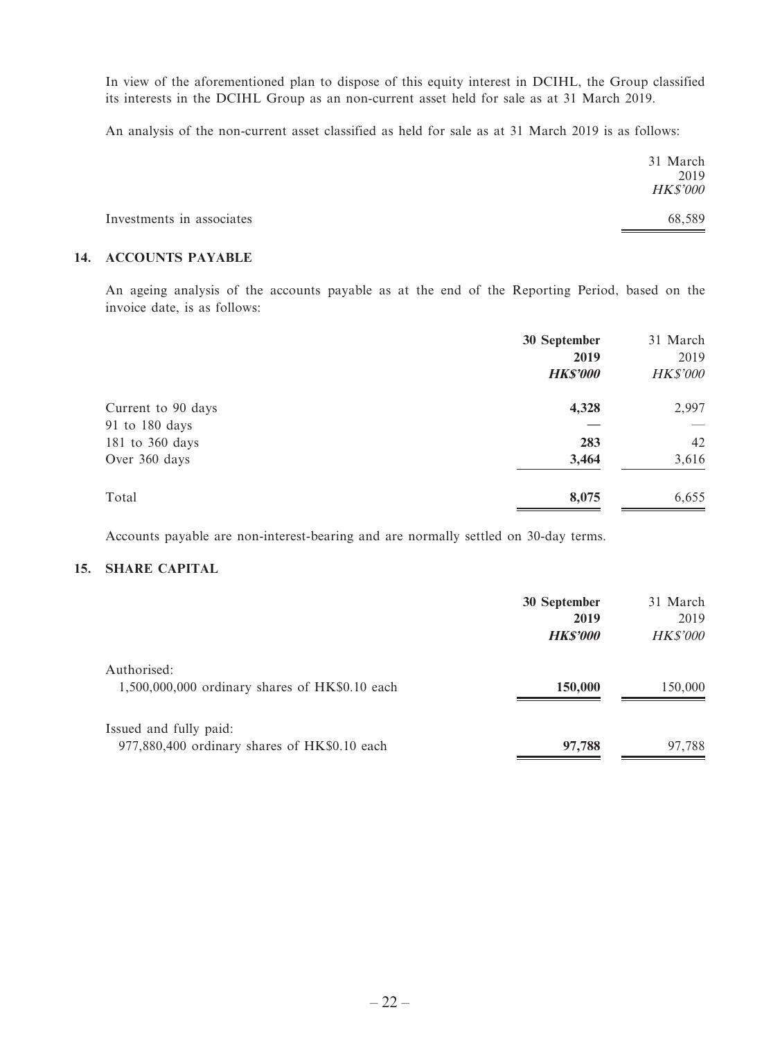In view of the aforementioned plan to dispose of this equity interest in DCIHL, the Group classified its interests in the DCIHL Group as an non-current asset held for sale as at 31 March 2019.

An analysis of the non-current asset classified as held for sale as at 31 March 2019 is as follows:

| | 31 March 2019 *HK$'000* |
|---|---|
| Investments in associates | 68,589 |

## 14. ACCOUNTS PAYABLE

An ageing analysis of the accounts payable as at the end of the Reporting Period, based on the invoice date, is as follows:

| | **30 September 2019** ***HK$'000*** | 31 March 2019 *HK$'000* |
|---|---|---|
| Current to 90 days | **4,328** | 2,997 |
| 91 to 180 days | **—** | — |
| 181 to 360 days | **283** | 42 |
| Over 360 days | **3,464** | 3,616 |
| Total | **8,075** | 6,655 |

Accounts payable are non-interest-bearing and are normally settled on 30-day terms.

## 15. SHARE CAPITAL

| | **30 September 2019** ***HK$'000*** | 31 March 2019 *HK$'000* |
|---|---|---|
| Authorised: | | |
| 1,500,000,000 ordinary shares of HK$0.10 each | **150,000** | 150,000 |
| Issued and fully paid: | | |
| 977,880,400 ordinary shares of HK$0.10 each | **97,788** | 97,788 |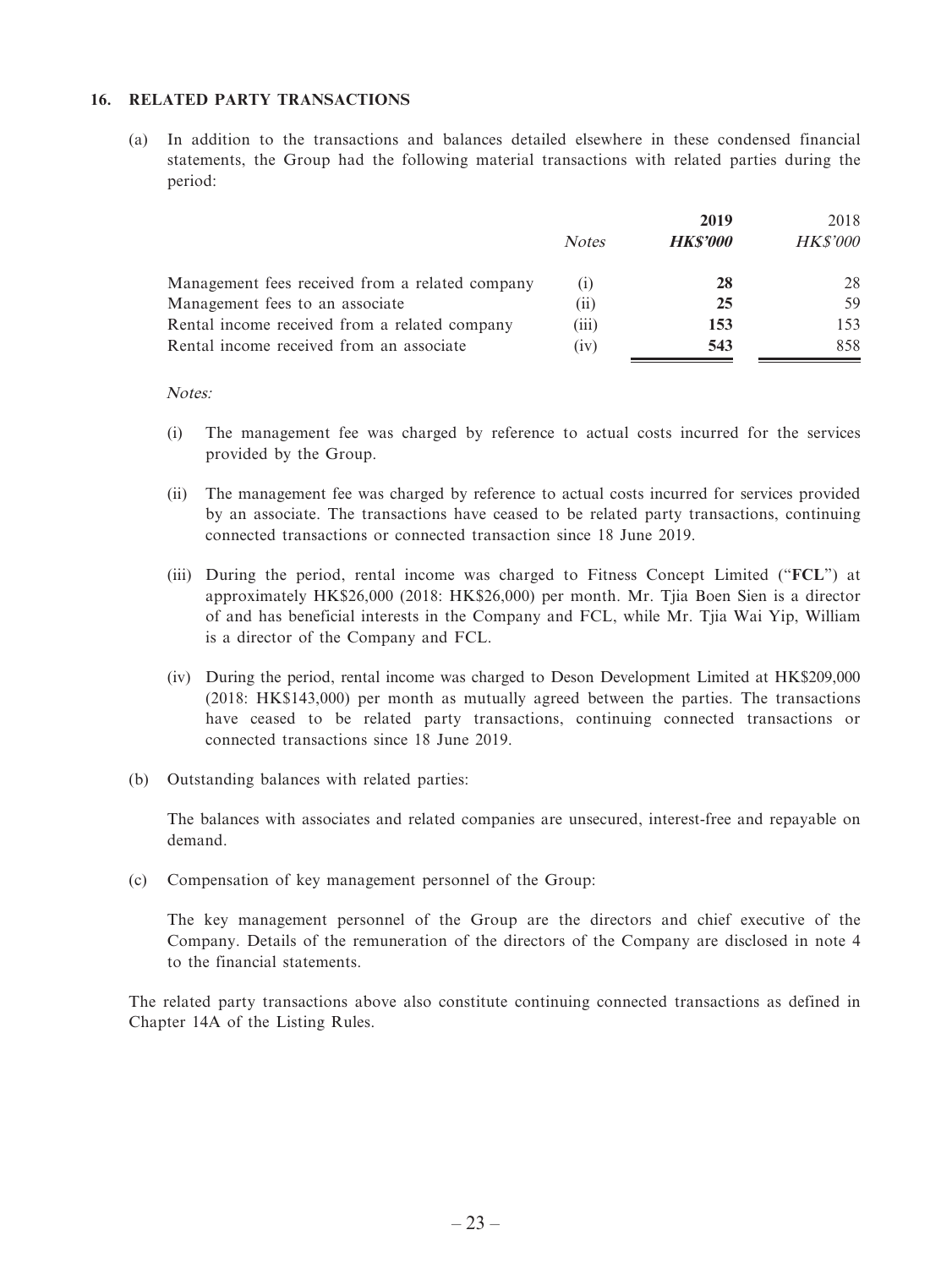## 16. RELATED PARTY TRANSACTIONS

(a) In addition to the transactions and balances detailed elsewhere in these condensed financial statements, the Group had the following material transactions with related parties during the period:

| | *Notes* | **2019** | 2018 |
|---|---|---|---|
| | | ***HK\$'000*** | *HK\$'000* |
| Management fees received from a related company | (i) | **28** | 28 |
| Management fees to an associate | (ii) | **25** | 59 |
| Rental income received from a related company | (iii) | **153** | 153 |
| Rental income received from an associate | (iv) | **543** | 858 |

*Notes:*

(i) The management fee was charged by reference to actual costs incurred for the services provided by the Group.

(ii) The management fee was charged by reference to actual costs incurred for services provided by an associate. The transactions have ceased to be related party transactions, continuing connected transactions or connected transaction since 18 June 2019.

(iii) During the period, rental income was charged to Fitness Concept Limited ("**FCL**") at approximately HK\$26,000 (2018: HK\$26,000) per month. Mr. Tjia Boen Sien is a director of and has beneficial interests in the Company and FCL, while Mr. Tjia Wai Yip, William is a director of the Company and FCL.

(iv) During the period, rental income was charged to Deson Development Limited at HK\$209,000 (2018: HK\$143,000) per month as mutually agreed between the parties. The transactions have ceased to be related party transactions, continuing connected transactions or connected transactions since 18 June 2019.

(b) Outstanding balances with related parties:

The balances with associates and related companies are unsecured, interest-free and repayable on demand.

(c) Compensation of key management personnel of the Group:

The key management personnel of the Group are the directors and chief executive of the Company. Details of the remuneration of the directors of the Company are disclosed in note 4 to the financial statements.

The related party transactions above also constitute continuing connected transactions as defined in Chapter 14A of the Listing Rules.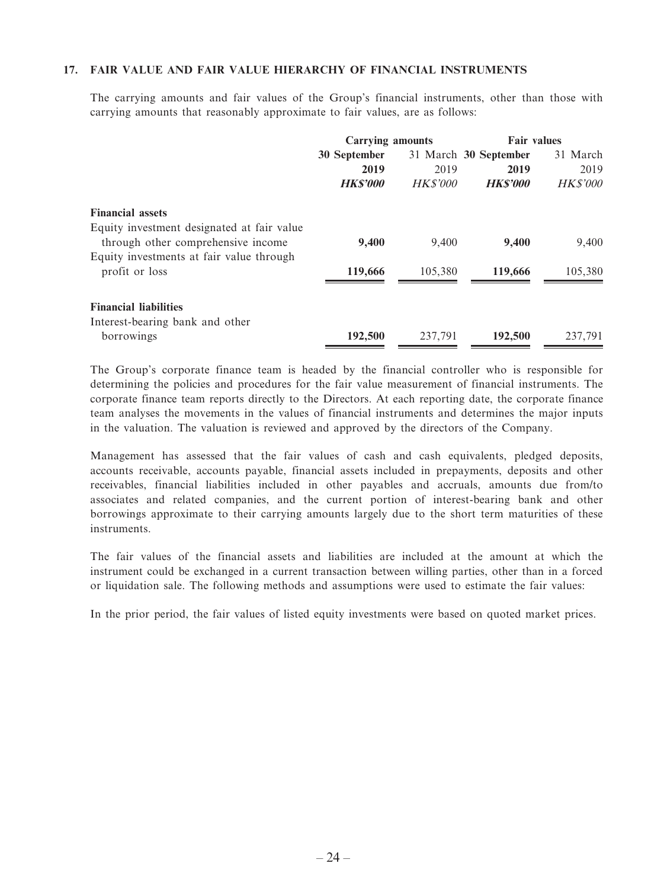### 17. FAIR VALUE AND FAIR VALUE HIERARCHY OF FINANCIAL INSTRUMENTS

The carrying amounts and fair values of the Group's financial instruments, other than those with carrying amounts that reasonably approximate to fair values, are as follows:

| | Carrying amounts | | Fair values | |
|---|---|---|---|---|
| | **30 September 2019** | 31 March 2019 | **30 September 2019** | 31 March 2019 |
| | ***HK$'000*** | *HK$'000* | ***HK$'000*** | *HK$'000* |
| **Financial assets** | | | | |
| Equity investment designated at fair value through other comprehensive income | **9,400** | 9,400 | **9,400** | 9,400 |
| Equity investments at fair value through profit or loss | **119,666** | 105,380 | **119,666** | 105,380 |
| **Financial liabilities** | | | | |
| Interest-bearing bank and other borrowings | **192,500** | 237,791 | **192,500** | 237,791 |

The Group's corporate finance team is headed by the financial controller who is responsible for determining the policies and procedures for the fair value measurement of financial instruments. The corporate finance team reports directly to the Directors. At each reporting date, the corporate finance team analyses the movements in the values of financial instruments and determines the major inputs in the valuation. The valuation is reviewed and approved by the directors of the Company.

Management has assessed that the fair values of cash and cash equivalents, pledged deposits, accounts receivable, accounts payable, financial assets included in prepayments, deposits and other receivables, financial liabilities included in other payables and accruals, amounts due from/to associates and related companies, and the current portion of interest-bearing bank and other borrowings approximate to their carrying amounts largely due to the short term maturities of these instruments.

The fair values of the financial assets and liabilities are included at the amount at which the instrument could be exchanged in a current transaction between willing parties, other than in a forced or liquidation sale. The following methods and assumptions were used to estimate the fair values:

In the prior period, the fair values of listed equity investments were based on quoted market prices.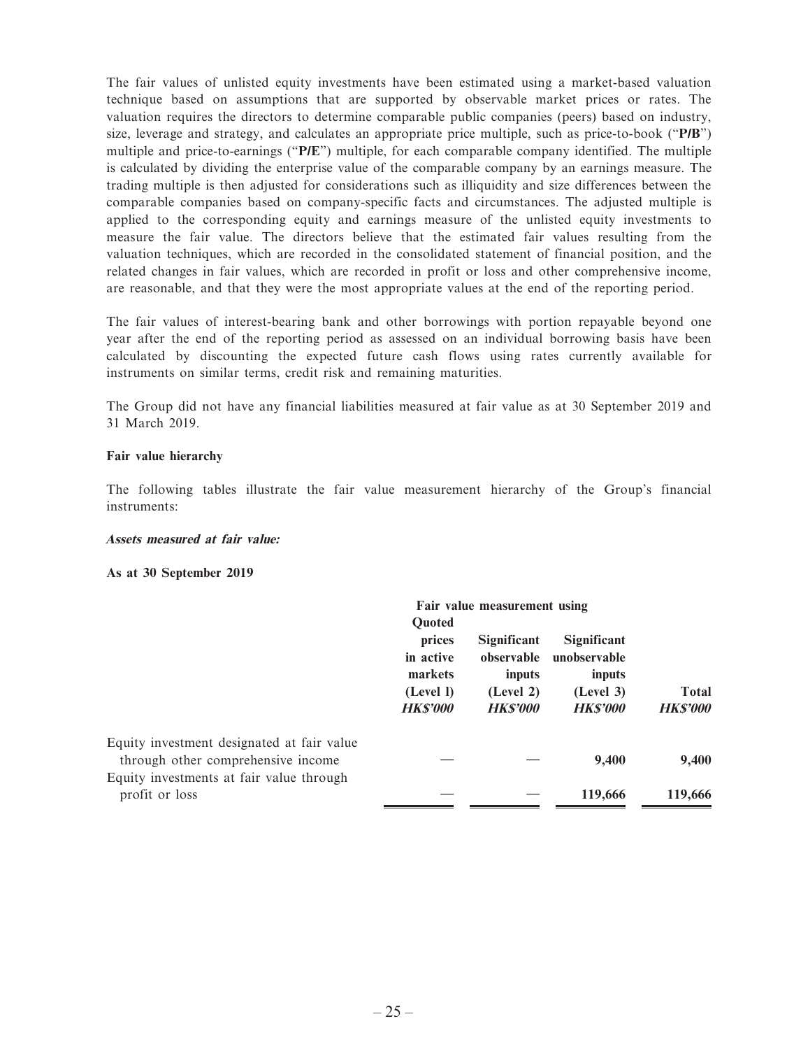The fair values of unlisted equity investments have been estimated using a market-based valuation technique based on assumptions that are supported by observable market prices or rates. The valuation requires the directors to determine comparable public companies (peers) based on industry, size, leverage and strategy, and calculates an appropriate price multiple, such as price-to-book ("**P/B**") multiple and price-to-earnings ("**P/E**") multiple, for each comparable company identified. The multiple is calculated by dividing the enterprise value of the comparable company by an earnings measure. The trading multiple is then adjusted for considerations such as illiquidity and size differences between the comparable companies based on company-specific facts and circumstances. The adjusted multiple is applied to the corresponding equity and earnings measure of the unlisted equity investments to measure the fair value. The directors believe that the estimated fair values resulting from the valuation techniques, which are recorded in the consolidated statement of financial position, and the related changes in fair values, which are recorded in profit or loss and other comprehensive income, are reasonable, and that they were the most appropriate values at the end of the reporting period.

The fair values of interest-bearing bank and other borrowings with portion repayable beyond one year after the end of the reporting period as assessed on an individual borrowing basis have been calculated by discounting the expected future cash flows using rates currently available for instruments on similar terms, credit risk and remaining maturities.

The Group did not have any financial liabilities measured at fair value as at 30 September 2019 and 31 March 2019.

**Fair value hierarchy**

The following tables illustrate the fair value measurement hierarchy of the Group's financial instruments:

***Assets measured at fair value:***

**As at 30 September 2019**

| | Fair value measurement using | | | |
|---|---|---|---|---|
| | **Quoted prices in active markets (Level l)** | **Significant observable inputs (Level 2)** | **Significant unobservable inputs (Level 3)** | **Total** |
| | ***HK$'000*** | ***HK$'000*** | ***HK$'000*** | ***HK$'000*** |
| Equity investment designated at fair value through other comprehensive income | — | — | 9,400 | 9,400 |
| Equity investments at fair value through profit or loss | — | — | 119,666 | 119,666 |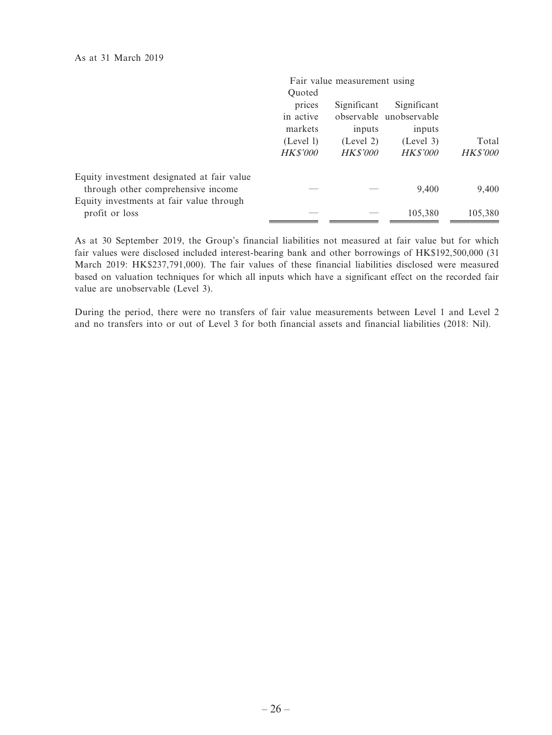As at 31 March 2019

| | Fair value measurement using | | | |
|---|---|---|---|---|
| | Quoted prices in active markets (Level 1) | Significant observable inputs (Level 2) | Significant unobservable inputs (Level 3) | Total |
| | *HK$'000* | *HK$'000* | *HK$'000* | *HK$'000* |
| Equity investment designated at fair value through other comprehensive income | — | — | 9,400 | 9,400 |
| Equity investments at fair value through profit or loss | — | — | 105,380 | 105,380 |

As at 30 September 2019, the Group's financial liabilities not measured at fair value but for which fair values were disclosed included interest-bearing bank and other borrowings of HK$192,500,000 (31 March 2019: HK$237,791,000). The fair values of these financial liabilities disclosed were measured based on valuation techniques for which all inputs which have a significant effect on the recorded fair value are unobservable (Level 3).

During the period, there were no transfers of fair value measurements between Level 1 and Level 2 and no transfers into or out of Level 3 for both financial assets and financial liabilities (2018: Nil).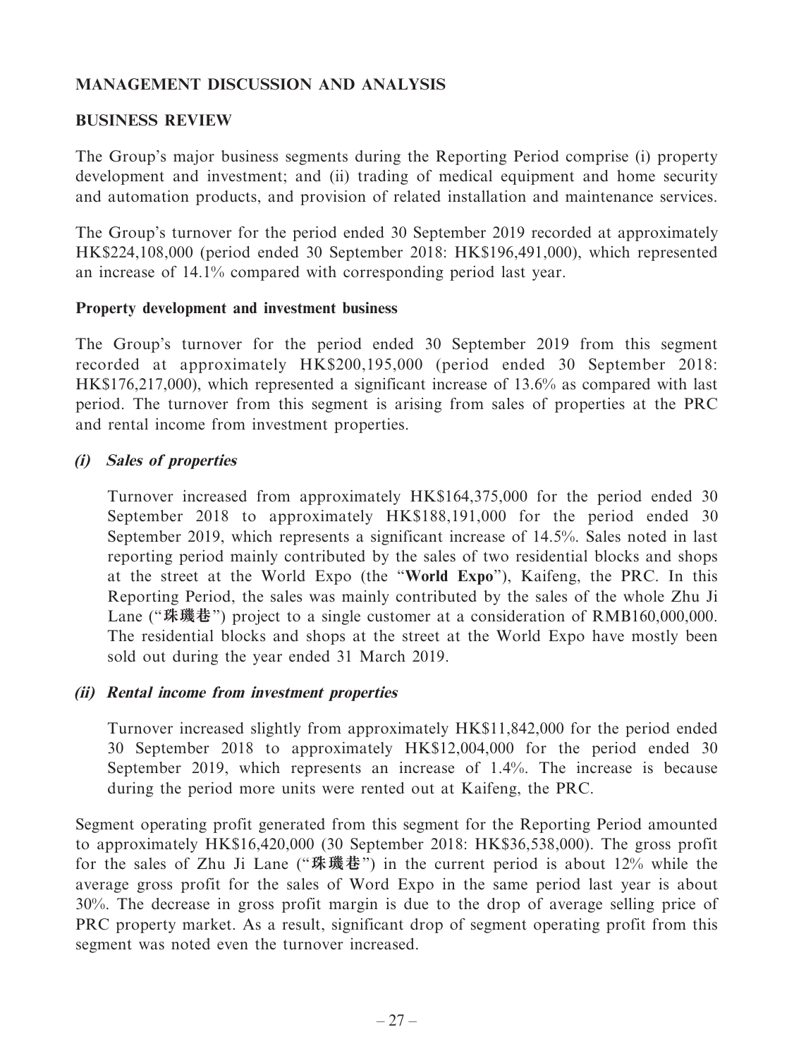## MANAGEMENT DISCUSSION AND ANALYSIS

### BUSINESS REVIEW

The Group's major business segments during the Reporting Period comprise (i) property development and investment; and (ii) trading of medical equipment and home security and automation products, and provision of related installation and maintenance services.

The Group's turnover for the period ended 30 September 2019 recorded at approximately HK$224,108,000 (period ended 30 September 2018: HK$196,491,000), which represented an increase of 14.1% compared with corresponding period last year.

#### Property development and investment business

The Group's turnover for the period ended 30 September 2019 from this segment recorded at approximately HK$200,195,000 (period ended 30 September 2018: HK$176,217,000), which represented a significant increase of 13.6% as compared with last period. The turnover from this segment is arising from sales of properties at the PRC and rental income from investment properties.

***(i) Sales of properties***

Turnover increased from approximately HK$164,375,000 for the period ended 30 September 2018 to approximately HK$188,191,000 for the period ended 30 September 2019, which represents a significant increase of 14.5%. Sales noted in last reporting period mainly contributed by the sales of two residential blocks and shops at the street at the World Expo (the "**World Expo**"), Kaifeng, the PRC. In this Reporting Period, the sales was mainly contributed by the sales of the whole Zhu Ji Lane ("**珠璣巷**") project to a single customer at a consideration of RMB160,000,000. The residential blocks and shops at the street at the World Expo have mostly been sold out during the year ended 31 March 2019.

***(ii) Rental income from investment properties***

Turnover increased slightly from approximately HK$11,842,000 for the period ended 30 September 2018 to approximately HK$12,004,000 for the period ended 30 September 2019, which represents an increase of 1.4%. The increase is because during the period more units were rented out at Kaifeng, the PRC.

Segment operating profit generated from this segment for the Reporting Period amounted to approximately HK$16,420,000 (30 September 2018: HK$36,538,000). The gross profit for the sales of Zhu Ji Lane ("**珠璣巷**") in the current period is about 12% while the average gross profit for the sales of Word Expo in the same period last year is about 30%. The decrease in gross profit margin is due to the drop of average selling price of PRC property market. As a result, significant drop of segment operating profit from this segment was noted even the turnover increased.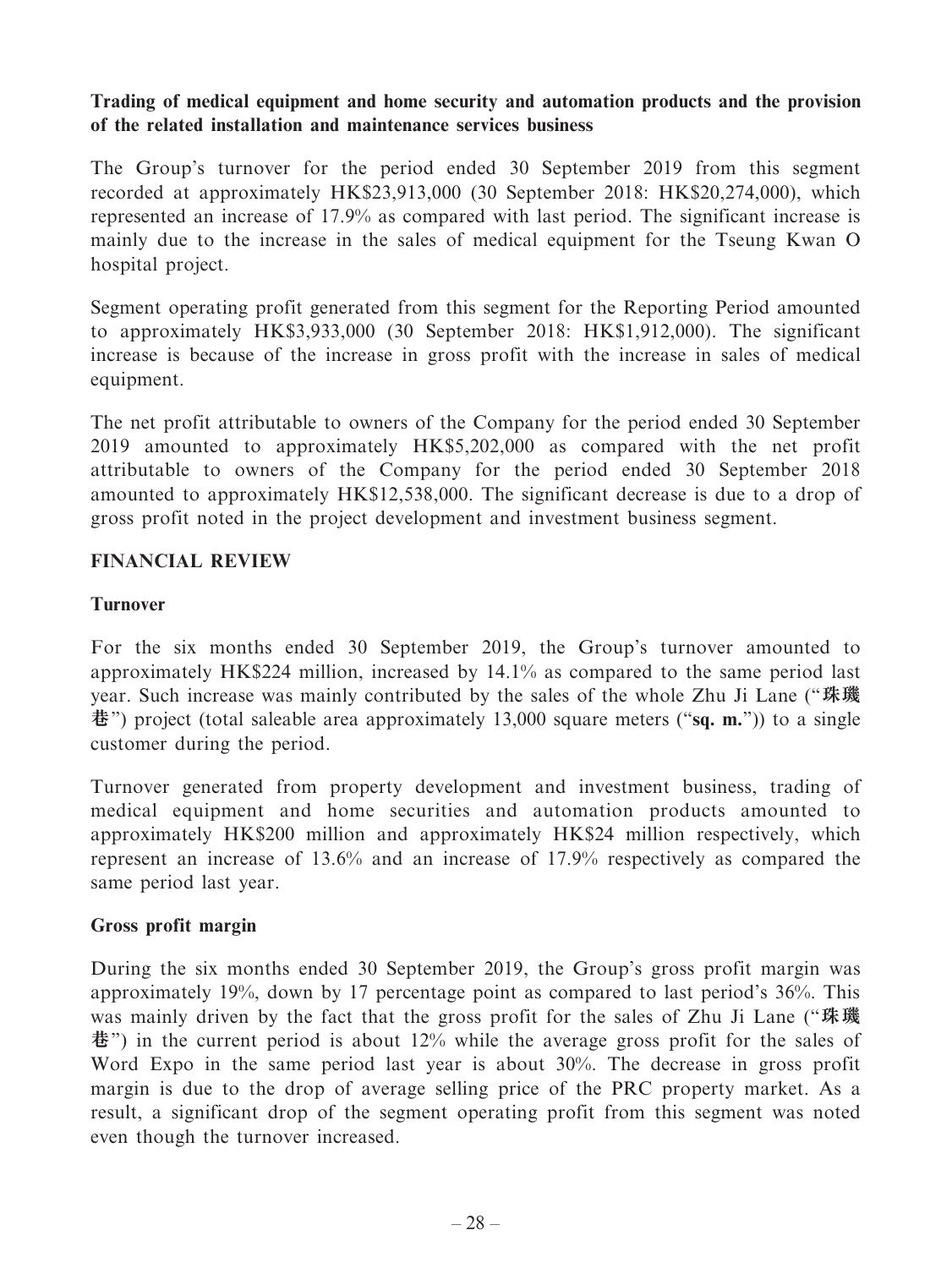**Trading of medical equipment and home security and automation products and the provision of the related installation and maintenance services business**

The Group's turnover for the period ended 30 September 2019 from this segment recorded at approximately HK$23,913,000 (30 September 2018: HK$20,274,000), which represented an increase of 17.9% as compared with last period. The significant increase is mainly due to the increase in the sales of medical equipment for the Tseung Kwan O hospital project.

Segment operating profit generated from this segment for the Reporting Period amounted to approximately HK$3,933,000 (30 September 2018: HK$1,912,000). The significant increase is because of the increase in gross profit with the increase in sales of medical equipment.

The net profit attributable to owners of the Company for the period ended 30 September 2019 amounted to approximately HK$5,202,000 as compared with the net profit attributable to owners of the Company for the period ended 30 September 2018 amounted to approximately HK$12,538,000. The significant decrease is due to a drop of gross profit noted in the project development and investment business segment.

## FINANCIAL REVIEW

**Turnover**

For the six months ended 30 September 2019, the Group's turnover amounted to approximately HK$224 million, increased by 14.1% as compared to the same period last year. Such increase was mainly contributed by the sales of the whole Zhu Ji Lane ("**珠璣巷**") project (total saleable area approximately 13,000 square meters ("**sq. m.**")) to a single customer during the period.

Turnover generated from property development and investment business, trading of medical equipment and home securities and automation products amounted to approximately HK$200 million and approximately HK$24 million respectively, which represent an increase of 13.6% and an increase of 17.9% respectively as compared the same period last year.

**Gross profit margin**

During the six months ended 30 September 2019, the Group's gross profit margin was approximately 19%, down by 17 percentage point as compared to last period's 36%. This was mainly driven by the fact that the gross profit for the sales of Zhu Ji Lane ("**珠璣巷**") in the current period is about 12% while the average gross profit for the sales of Word Expo in the same period last year is about 30%. The decrease in gross profit margin is due to the drop of average selling price of the PRC property market. As a result, a significant drop of the segment operating profit from this segment was noted even though the turnover increased.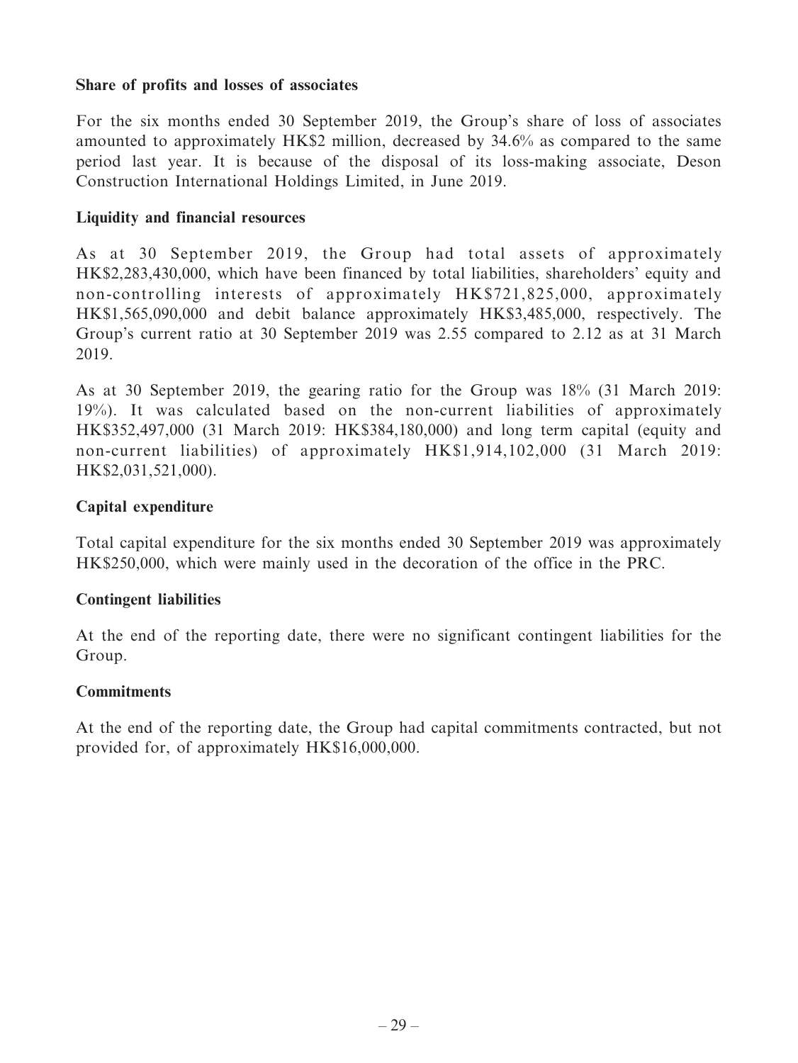**Share of profits and losses of associates**

For the six months ended 30 September 2019, the Group's share of loss of associates amounted to approximately HK$2 million, decreased by 34.6% as compared to the same period last year. It is because of the disposal of its loss-making associate, Deson Construction International Holdings Limited, in June 2019.

**Liquidity and financial resources**

As at 30 September 2019, the Group had total assets of approximately HK$2,283,430,000, which have been financed by total liabilities, shareholders' equity and non-controlling interests of approximately HK$721,825,000, approximately HK$1,565,090,000 and debit balance approximately HK$3,485,000, respectively. The Group's current ratio at 30 September 2019 was 2.55 compared to 2.12 as at 31 March 2019.

As at 30 September 2019, the gearing ratio for the Group was 18% (31 March 2019: 19%). It was calculated based on the non-current liabilities of approximately HK$352,497,000 (31 March 2019: HK$384,180,000) and long term capital (equity and non-current liabilities) of approximately HK$1,914,102,000 (31 March 2019: HK$2,031,521,000).

**Capital expenditure**

Total capital expenditure for the six months ended 30 September 2019 was approximately HK$250,000, which were mainly used in the decoration of the office in the PRC.

**Contingent liabilities**

At the end of the reporting date, there were no significant contingent liabilities for the Group.

**Commitments**

At the end of the reporting date, the Group had capital commitments contracted, but not provided for, of approximately HK$16,000,000.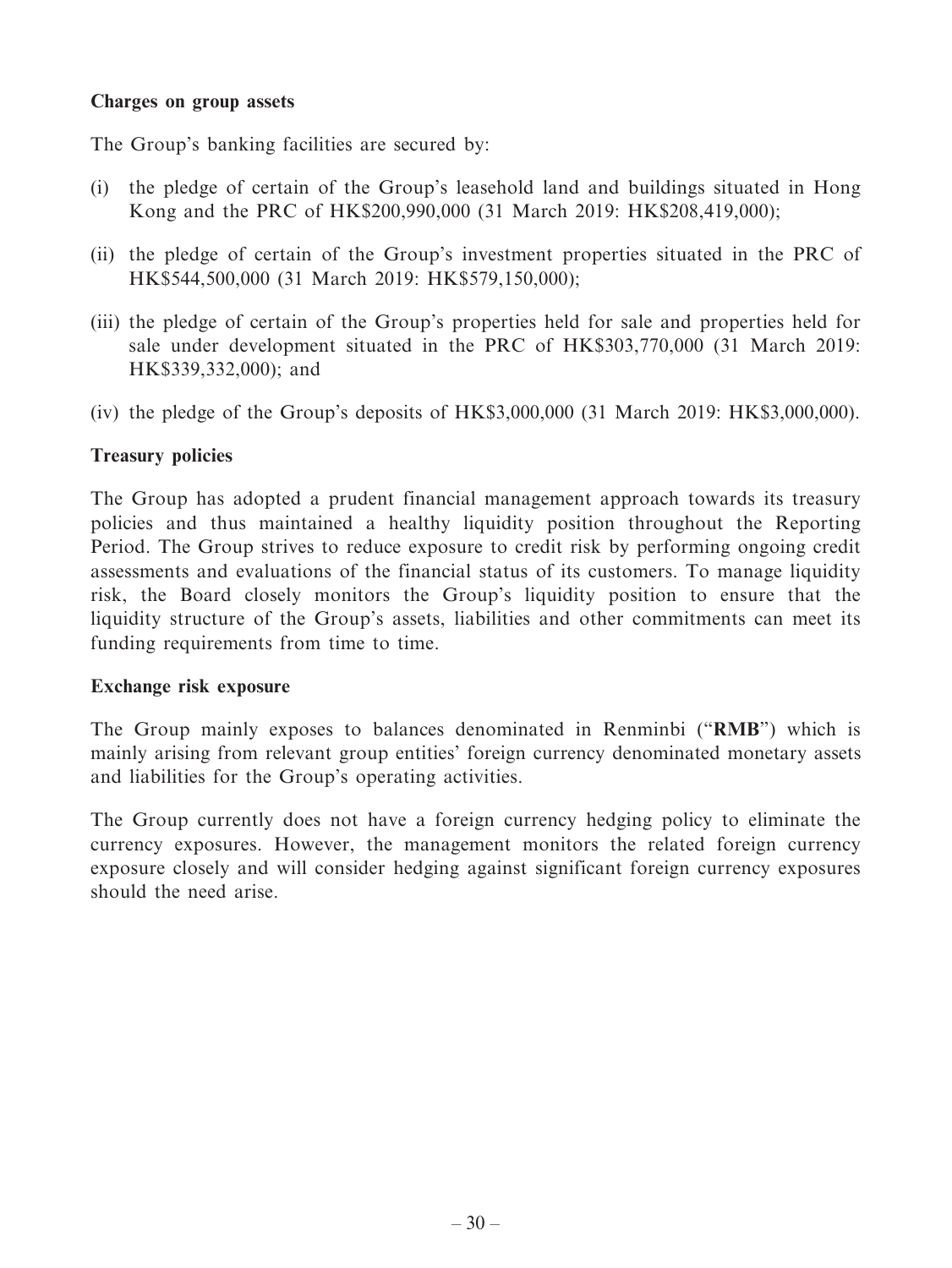**Charges on group assets**

The Group's banking facilities are secured by:

(i) the pledge of certain of the Group's leasehold land and buildings situated in Hong Kong and the PRC of HK$200,990,000 (31 March 2019: HK$208,419,000);

(ii) the pledge of certain of the Group's investment properties situated in the PRC of HK$544,500,000 (31 March 2019: HK$579,150,000);

(iii) the pledge of certain of the Group's properties held for sale and properties held for sale under development situated in the PRC of HK$303,770,000 (31 March 2019: HK$339,332,000); and

(iv) the pledge of the Group's deposits of HK$3,000,000 (31 March 2019: HK$3,000,000).

**Treasury policies**

The Group has adopted a prudent financial management approach towards its treasury policies and thus maintained a healthy liquidity position throughout the Reporting Period. The Group strives to reduce exposure to credit risk by performing ongoing credit assessments and evaluations of the financial status of its customers. To manage liquidity risk, the Board closely monitors the Group's liquidity position to ensure that the liquidity structure of the Group's assets, liabilities and other commitments can meet its funding requirements from time to time.

**Exchange risk exposure**

The Group mainly exposes to balances denominated in Renminbi ("**RMB**") which is mainly arising from relevant group entities' foreign currency denominated monetary assets and liabilities for the Group's operating activities.

The Group currently does not have a foreign currency hedging policy to eliminate the currency exposures. However, the management monitors the related foreign currency exposure closely and will consider hedging against significant foreign currency exposures should the need arise.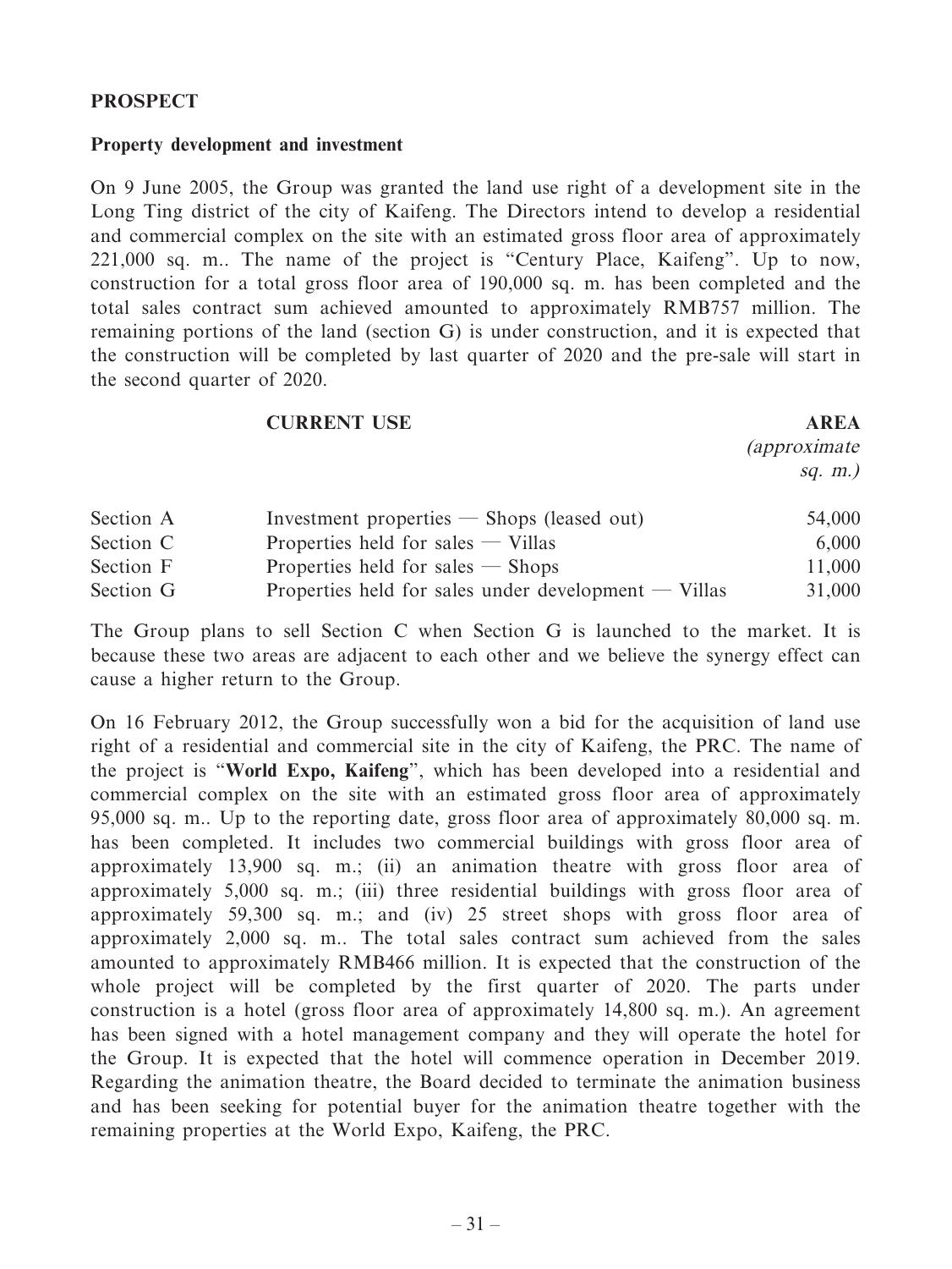## PROSPECT

### Property development and investment

On 9 June 2005, the Group was granted the land use right of a development site in the Long Ting district of the city of Kaifeng. The Directors intend to develop a residential and commercial complex on the site with an estimated gross floor area of approximately 221,000 sq. m.. The name of the project is "Century Place, Kaifeng". Up to now, construction for a total gross floor area of 190,000 sq. m. has been completed and the total sales contract sum achieved amounted to approximately RMB757 million. The remaining portions of the land (section G) is under construction, and it is expected that the construction will be completed by last quarter of 2020 and the pre-sale will start in the second quarter of 2020.

| | CURRENT USE | AREA *(approximate sq. m.)* |
|---|---|---|
| Section A | Investment properties — Shops (leased out) | 54,000 |
| Section C | Properties held for sales — Villas | 6,000 |
| Section F | Properties held for sales — Shops | 11,000 |
| Section G | Properties held for sales under development — Villas | 31,000 |

The Group plans to sell Section C when Section G is launched to the market. It is because these two areas are adjacent to each other and we believe the synergy effect can cause a higher return to the Group.

On 16 February 2012, the Group successfully won a bid for the acquisition of land use right of a residential and commercial site in the city of Kaifeng, the PRC. The name of the project is "**World Expo, Kaifeng**", which has been developed into a residential and commercial complex on the site with an estimated gross floor area of approximately 95,000 sq. m.. Up to the reporting date, gross floor area of approximately 80,000 sq. m. has been completed. It includes two commercial buildings with gross floor area of approximately 13,900 sq. m.; (ii) an animation theatre with gross floor area of approximately 5,000 sq. m.; (iii) three residential buildings with gross floor area of approximately 59,300 sq. m.; and (iv) 25 street shops with gross floor area of approximately 2,000 sq. m.. The total sales contract sum achieved from the sales amounted to approximately RMB466 million. It is expected that the construction of the whole project will be completed by the first quarter of 2020. The parts under construction is a hotel (gross floor area of approximately 14,800 sq. m.). An agreement has been signed with a hotel management company and they will operate the hotel for the Group. It is expected that the hotel will commence operation in December 2019. Regarding the animation theatre, the Board decided to terminate the animation business and has been seeking for potential buyer for the animation theatre together with the remaining properties at the World Expo, Kaifeng, the PRC.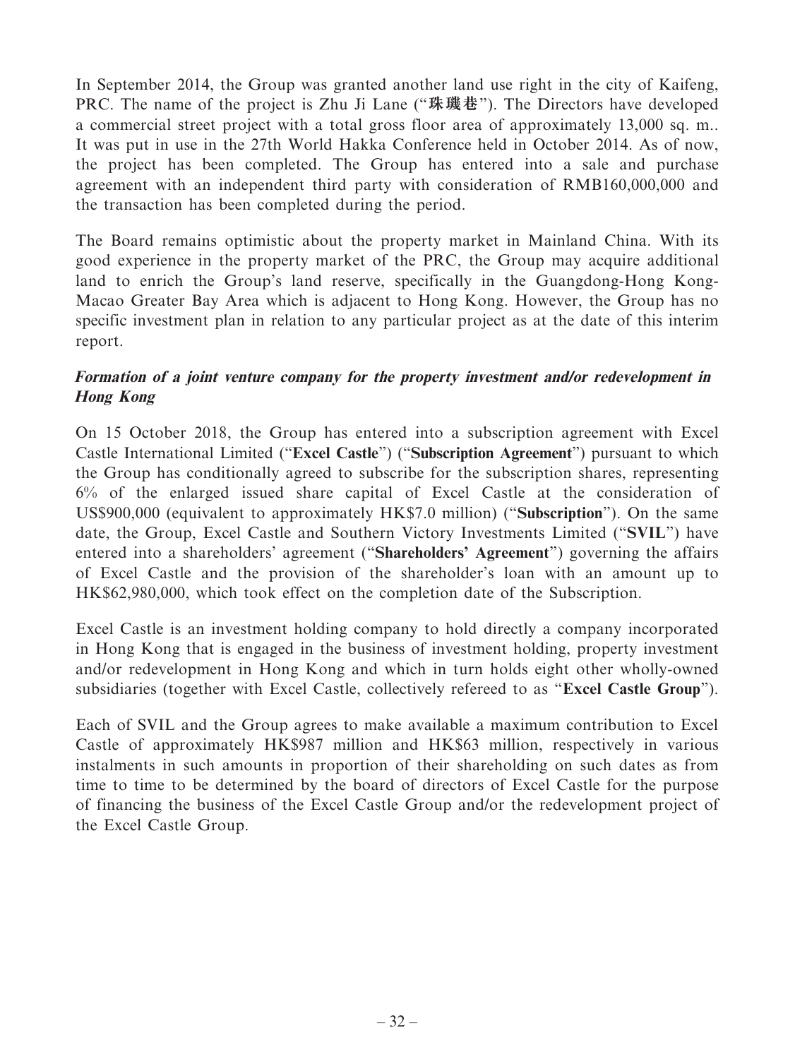In September 2014, the Group was granted another land use right in the city of Kaifeng, PRC. The name of the project is Zhu Ji Lane ("**珠璣巷**"). The Directors have developed a commercial street project with a total gross floor area of approximately 13,000 sq. m.. It was put in use in the 27th World Hakka Conference held in October 2014. As of now, the project has been completed. The Group has entered into a sale and purchase agreement with an independent third party with consideration of RMB160,000,000 and the transaction has been completed during the period.

The Board remains optimistic about the property market in Mainland China. With its good experience in the property market of the PRC, the Group may acquire additional land to enrich the Group's land reserve, specifically in the Guangdong-Hong Kong-Macao Greater Bay Area which is adjacent to Hong Kong. However, the Group has no specific investment plan in relation to any particular project as at the date of this interim report.

***Formation of a joint venture company for the property investment and/or redevelopment in Hong Kong***

On 15 October 2018, the Group has entered into a subscription agreement with Excel Castle International Limited ("**Excel Castle**") ("**Subscription Agreement**") pursuant to which the Group has conditionally agreed to subscribe for the subscription shares, representing 6% of the enlarged issued share capital of Excel Castle at the consideration of US$900,000 (equivalent to approximately HK$7.0 million) ("**Subscription**"). On the same date, the Group, Excel Castle and Southern Victory Investments Limited ("**SVIL**") have entered into a shareholders' agreement ("**Shareholders' Agreement**") governing the affairs of Excel Castle and the provision of the shareholder's loan with an amount up to HK$62,980,000, which took effect on the completion date of the Subscription.

Excel Castle is an investment holding company to hold directly a company incorporated in Hong Kong that is engaged in the business of investment holding, property investment and/or redevelopment in Hong Kong and which in turn holds eight other wholly-owned subsidiaries (together with Excel Castle, collectively refereed to as "**Excel Castle Group**").

Each of SVIL and the Group agrees to make available a maximum contribution to Excel Castle of approximately HK$987 million and HK$63 million, respectively in various instalments in such amounts in proportion of their shareholding on such dates as from time to time to be determined by the board of directors of Excel Castle for the purpose of financing the business of the Excel Castle Group and/or the redevelopment project of the Excel Castle Group.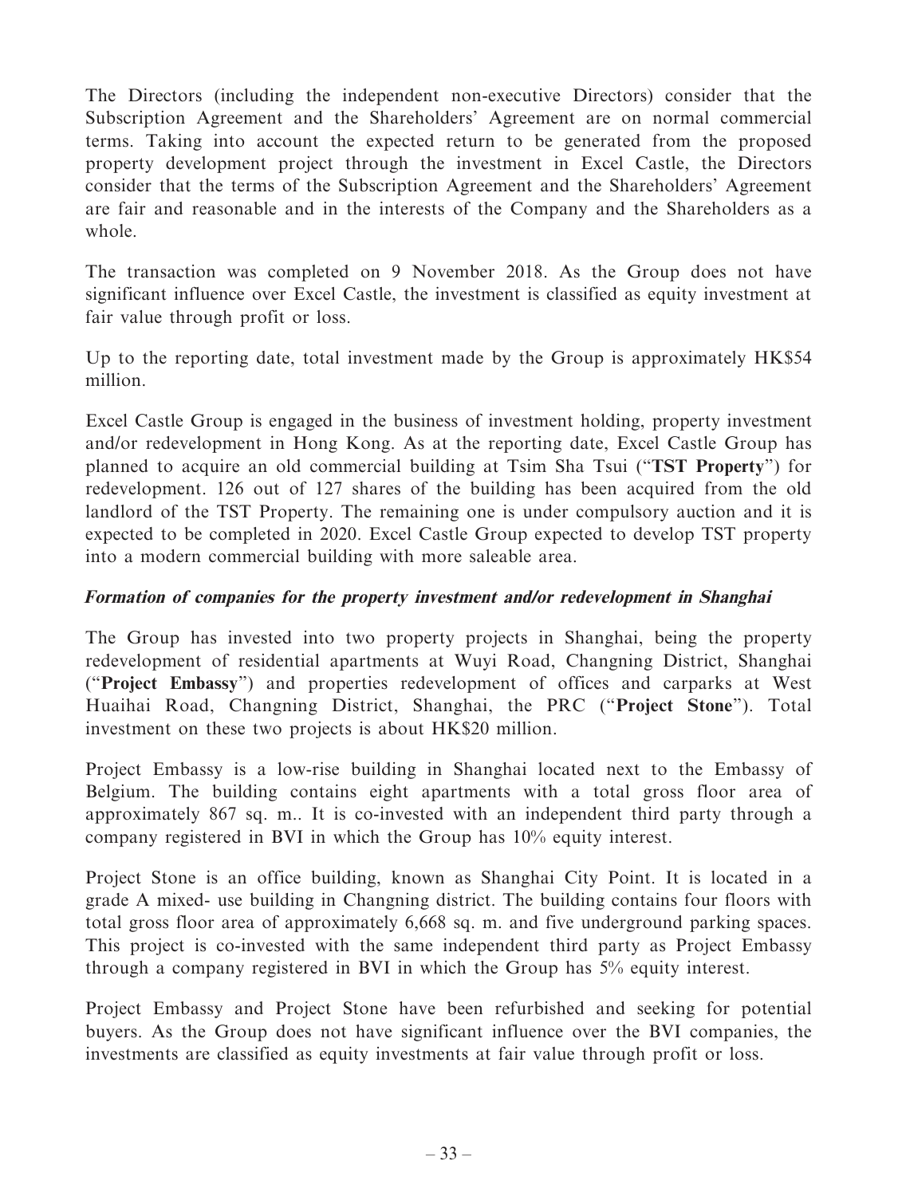The Directors (including the independent non-executive Directors) consider that the Subscription Agreement and the Shareholders' Agreement are on normal commercial terms. Taking into account the expected return to be generated from the proposed property development project through the investment in Excel Castle, the Directors consider that the terms of the Subscription Agreement and the Shareholders' Agreement are fair and reasonable and in the interests of the Company and the Shareholders as a whole.

The transaction was completed on 9 November 2018. As the Group does not have significant influence over Excel Castle, the investment is classified as equity investment at fair value through profit or loss.

Up to the reporting date, total investment made by the Group is approximately HK$54 million.

Excel Castle Group is engaged in the business of investment holding, property investment and/or redevelopment in Hong Kong. As at the reporting date, Excel Castle Group has planned to acquire an old commercial building at Tsim Sha Tsui ("**TST Property**") for redevelopment. 126 out of 127 shares of the building has been acquired from the old landlord of the TST Property. The remaining one is under compulsory auction and it is expected to be completed in 2020. Excel Castle Group expected to develop TST property into a modern commercial building with more saleable area.

***Formation of companies for the property investment and/or redevelopment in Shanghai***

The Group has invested into two property projects in Shanghai, being the property redevelopment of residential apartments at Wuyi Road, Changning District, Shanghai ("**Project Embassy**") and properties redevelopment of offices and carparks at West Huaihai Road, Changning District, Shanghai, the PRC ("**Project Stone**"). Total investment on these two projects is about HK$20 million.

Project Embassy is a low-rise building in Shanghai located next to the Embassy of Belgium. The building contains eight apartments with a total gross floor area of approximately 867 sq. m.. It is co-invested with an independent third party through a company registered in BVI in which the Group has 10% equity interest.

Project Stone is an office building, known as Shanghai City Point. It is located in a grade A mixed- use building in Changning district. The building contains four floors with total gross floor area of approximately 6,668 sq. m. and five underground parking spaces. This project is co-invested with the same independent third party as Project Embassy through a company registered in BVI in which the Group has 5% equity interest.

Project Embassy and Project Stone have been refurbished and seeking for potential buyers. As the Group does not have significant influence over the BVI companies, the investments are classified as equity investments at fair value through profit or loss.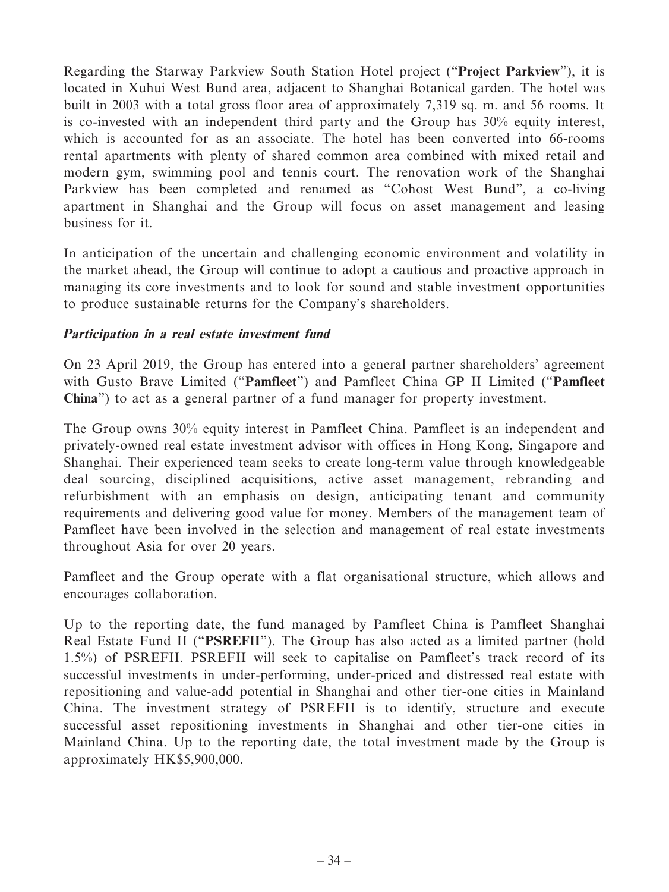Regarding the Starway Parkview South Station Hotel project ("**Project Parkview**"), it is located in Xuhui West Bund area, adjacent to Shanghai Botanical garden. The hotel was built in 2003 with a total gross floor area of approximately 7,319 sq. m. and 56 rooms. It is co-invested with an independent third party and the Group has 30% equity interest, which is accounted for as an associate. The hotel has been converted into 66-rooms rental apartments with plenty of shared common area combined with mixed retail and modern gym, swimming pool and tennis court. The renovation work of the Shanghai Parkview has been completed and renamed as "Cohost West Bund", a co-living apartment in Shanghai and the Group will focus on asset management and leasing business for it.

In anticipation of the uncertain and challenging economic environment and volatility in the market ahead, the Group will continue to adopt a cautious and proactive approach in managing its core investments and to look for sound and stable investment opportunities to produce sustainable returns for the Company's shareholders.

***Participation in a real estate investment fund***

On 23 April 2019, the Group has entered into a general partner shareholders' agreement with Gusto Brave Limited ("**Pamfleet**") and Pamfleet China GP II Limited ("**Pamfleet China**") to act as a general partner of a fund manager for property investment.

The Group owns 30% equity interest in Pamfleet China. Pamfleet is an independent and privately-owned real estate investment advisor with offices in Hong Kong, Singapore and Shanghai. Their experienced team seeks to create long-term value through knowledgeable deal sourcing, disciplined acquisitions, active asset management, rebranding and refurbishment with an emphasis on design, anticipating tenant and community requirements and delivering good value for money. Members of the management team of Pamfleet have been involved in the selection and management of real estate investments throughout Asia for over 20 years.

Pamfleet and the Group operate with a flat organisational structure, which allows and encourages collaboration.

Up to the reporting date, the fund managed by Pamfleet China is Pamfleet Shanghai Real Estate Fund II ("**PSREFII**"). The Group has also acted as a limited partner (hold 1.5%) of PSREFII. PSREFII will seek to capitalise on Pamfleet's track record of its successful investments in under-performing, under-priced and distressed real estate with repositioning and value-add potential in Shanghai and other tier-one cities in Mainland China. The investment strategy of PSREFII is to identify, structure and execute successful asset repositioning investments in Shanghai and other tier-one cities in Mainland China. Up to the reporting date, the total investment made by the Group is approximately HK$5,900,000.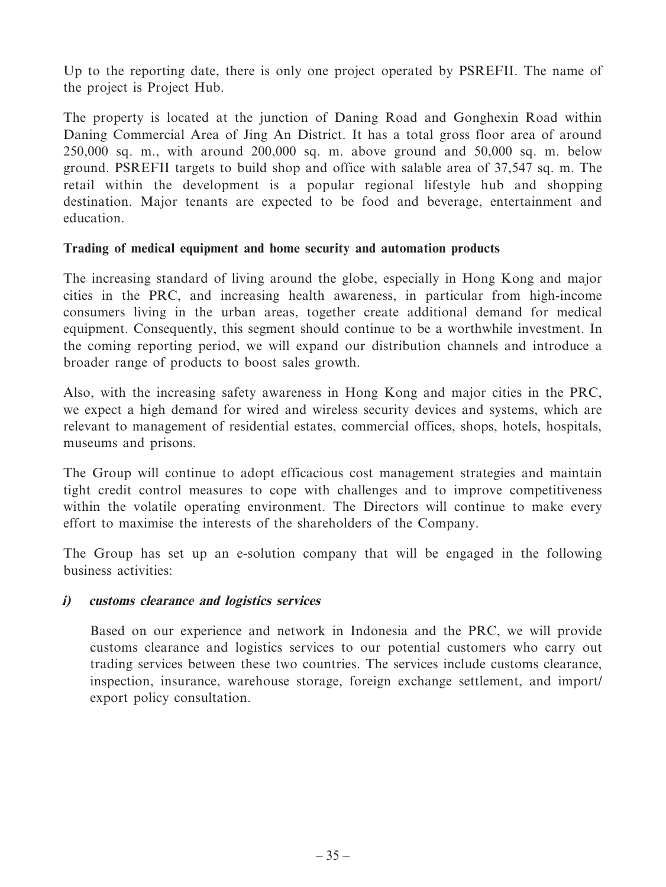Up to the reporting date, there is only one project operated by PSREFII. The name of the project is Project Hub.

The property is located at the junction of Daning Road and Gonghexin Road within Daning Commercial Area of Jing An District. It has a total gross floor area of around 250,000 sq. m., with around 200,000 sq. m. above ground and 50,000 sq. m. below ground. PSREFII targets to build shop and office with salable area of 37,547 sq. m. The retail within the development is a popular regional lifestyle hub and shopping destination. Major tenants are expected to be food and beverage, entertainment and education.

**Trading of medical equipment and home security and automation products**

The increasing standard of living around the globe, especially in Hong Kong and major cities in the PRC, and increasing health awareness, in particular from high-income consumers living in the urban areas, together create additional demand for medical equipment. Consequently, this segment should continue to be a worthwhile investment. In the coming reporting period, we will expand our distribution channels and introduce a broader range of products to boost sales growth.

Also, with the increasing safety awareness in Hong Kong and major cities in the PRC, we expect a high demand for wired and wireless security devices and systems, which are relevant to management of residential estates, commercial offices, shops, hotels, hospitals, museums and prisons.

The Group will continue to adopt efficacious cost management strategies and maintain tight credit control measures to cope with challenges and to improve competitiveness within the volatile operating environment. The Directors will continue to make every effort to maximise the interests of the shareholders of the Company.

The Group has set up an e-solution company that will be engaged in the following business activities:

***i) customs clearance and logistics services***

Based on our experience and network in Indonesia and the PRC, we will provide customs clearance and logistics services to our potential customers who carry out trading services between these two countries. The services include customs clearance, inspection, insurance, warehouse storage, foreign exchange settlement, and import/export policy consultation.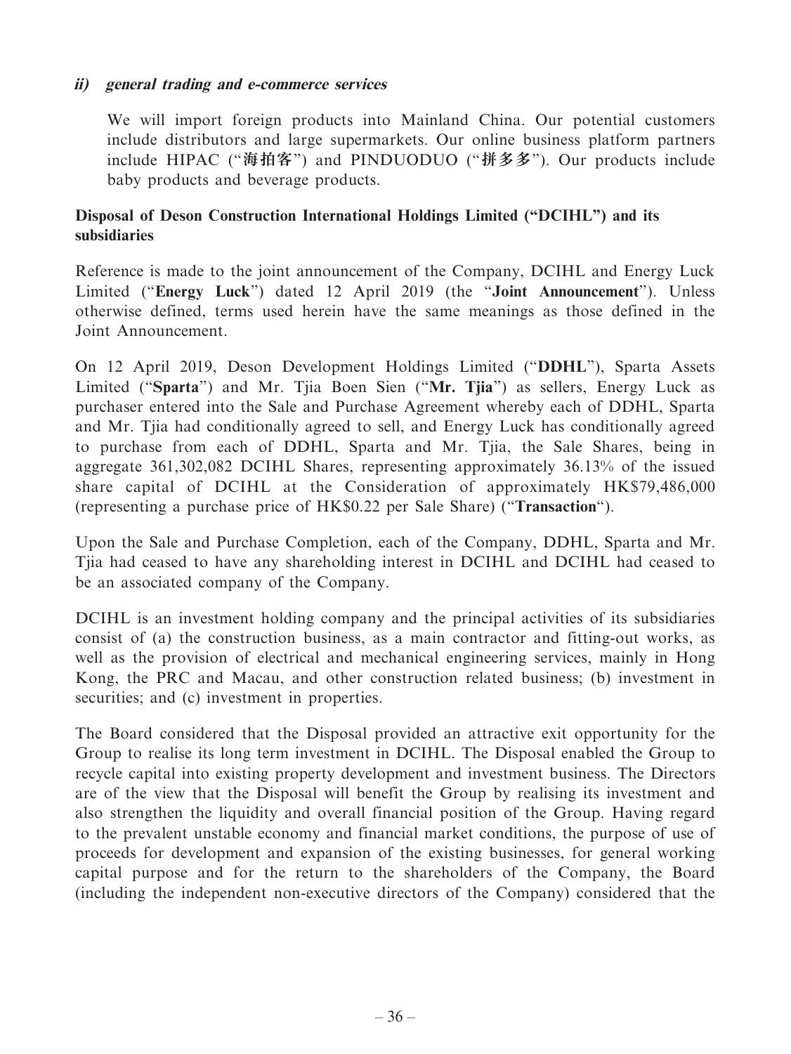***ii) general trading and e-commerce services***

We will import foreign products into Mainland China. Our potential customers include distributors and large supermarkets. Our online business platform partners include HIPAC ("**海拍客**") and PINDUODUO ("**拼多多**"). Our products include baby products and beverage products.

**Disposal of Deson Construction International Holdings Limited ("DCIHL") and its subsidiaries**

Reference is made to the joint announcement of the Company, DCIHL and Energy Luck Limited ("**Energy Luck**") dated 12 April 2019 (the "**Joint Announcement**"). Unless otherwise defined, terms used herein have the same meanings as those defined in the Joint Announcement.

On 12 April 2019, Deson Development Holdings Limited ("**DDHL**"), Sparta Assets Limited ("**Sparta**") and Mr. Tjia Boen Sien ("**Mr. Tjia**") as sellers, Energy Luck as purchaser entered into the Sale and Purchase Agreement whereby each of DDHL, Sparta and Mr. Tjia had conditionally agreed to sell, and Energy Luck has conditionally agreed to purchase from each of DDHL, Sparta and Mr. Tjia, the Sale Shares, being in aggregate 361,302,082 DCIHL Shares, representing approximately 36.13% of the issued share capital of DCIHL at the Consideration of approximately HK$79,486,000 (representing a purchase price of HK$0.22 per Sale Share) ("**Transaction**").

Upon the Sale and Purchase Completion, each of the Company, DDHL, Sparta and Mr. Tjia had ceased to have any shareholding interest in DCIHL and DCIHL had ceased to be an associated company of the Company.

DCIHL is an investment holding company and the principal activities of its subsidiaries consist of (a) the construction business, as a main contractor and fitting-out works, as well as the provision of electrical and mechanical engineering services, mainly in Hong Kong, the PRC and Macau, and other construction related business; (b) investment in securities; and (c) investment in properties.

The Board considered that the Disposal provided an attractive exit opportunity for the Group to realise its long term investment in DCIHL. The Disposal enabled the Group to recycle capital into existing property development and investment business. The Directors are of the view that the Disposal will benefit the Group by realising its investment and also strengthen the liquidity and overall financial position of the Group. Having regard to the prevalent unstable economy and financial market conditions, the purpose of use of proceeds for development and expansion of the existing businesses, for general working capital purpose and for the return to the shareholders of the Company, the Board (including the independent non-executive directors of the Company) considered that the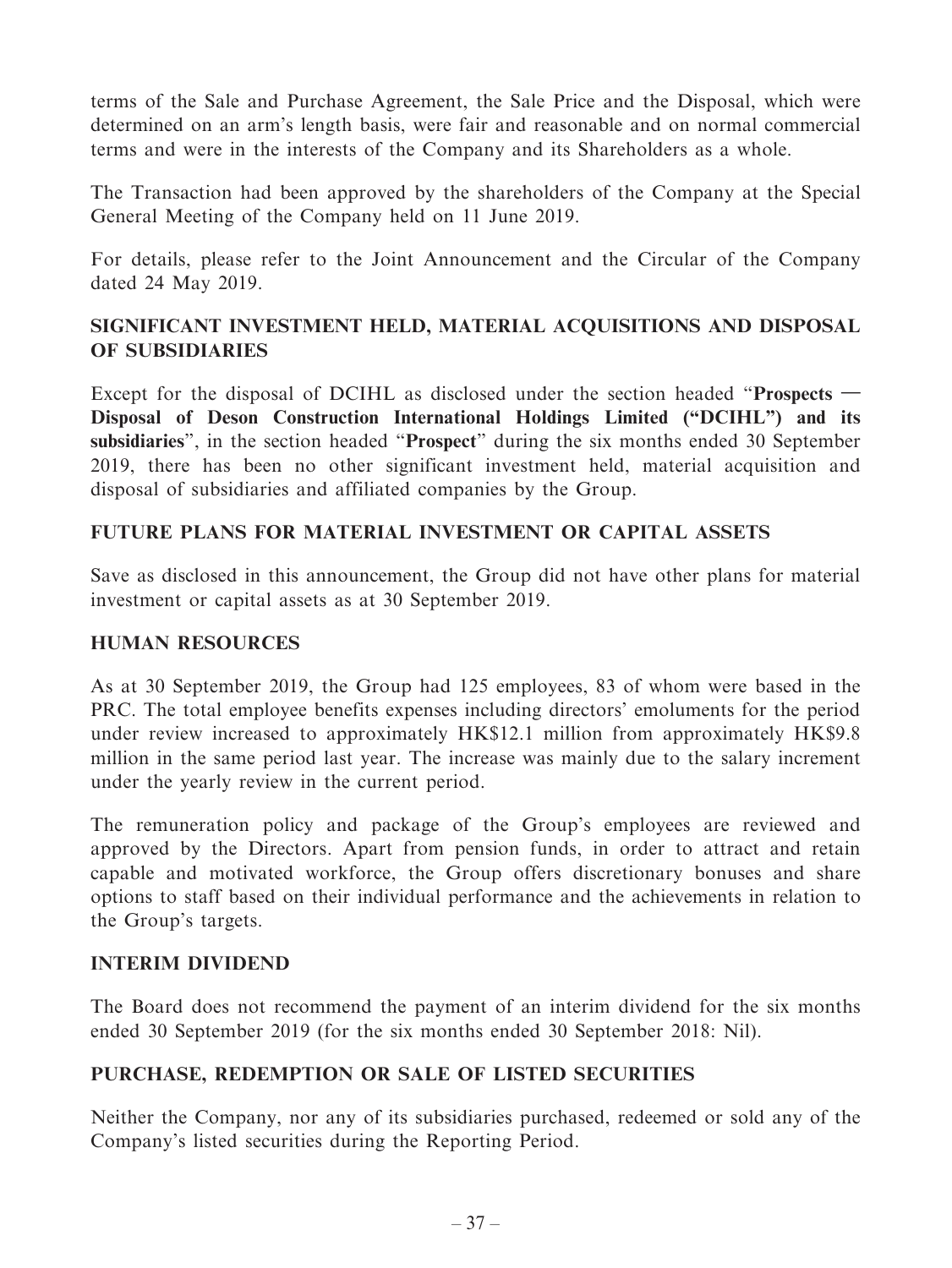terms of the Sale and Purchase Agreement, the Sale Price and the Disposal, which were determined on an arm's length basis, were fair and reasonable and on normal commercial terms and were in the interests of the Company and its Shareholders as a whole.

The Transaction had been approved by the shareholders of the Company at the Special General Meeting of the Company held on 11 June 2019.

For details, please refer to the Joint Announcement and the Circular of the Company dated 24 May 2019.

## SIGNIFICANT INVESTMENT HELD, MATERIAL ACQUISITIONS AND DISPOSAL OF SUBSIDIARIES

Except for the disposal of DCIHL as disclosed under the section headed "**Prospects — Disposal of Deson Construction International Holdings Limited ("DCIHL") and its subsidiaries**", in the section headed "**Prospect**" during the six months ended 30 September 2019, there has been no other significant investment held, material acquisition and disposal of subsidiaries and affiliated companies by the Group.

## FUTURE PLANS FOR MATERIAL INVESTMENT OR CAPITAL ASSETS

Save as disclosed in this announcement, the Group did not have other plans for material investment or capital assets as at 30 September 2019.

## HUMAN RESOURCES

As at 30 September 2019, the Group had 125 employees, 83 of whom were based in the PRC. The total employee benefits expenses including directors' emoluments for the period under review increased to approximately HK$12.1 million from approximately HK$9.8 million in the same period last year. The increase was mainly due to the salary increment under the yearly review in the current period.

The remuneration policy and package of the Group's employees are reviewed and approved by the Directors. Apart from pension funds, in order to attract and retain capable and motivated workforce, the Group offers discretionary bonuses and share options to staff based on their individual performance and the achievements in relation to the Group's targets.

## INTERIM DIVIDEND

The Board does not recommend the payment of an interim dividend for the six months ended 30 September 2019 (for the six months ended 30 September 2018: Nil).

## PURCHASE, REDEMPTION OR SALE OF LISTED SECURITIES

Neither the Company, nor any of its subsidiaries purchased, redeemed or sold any of the Company's listed securities during the Reporting Period.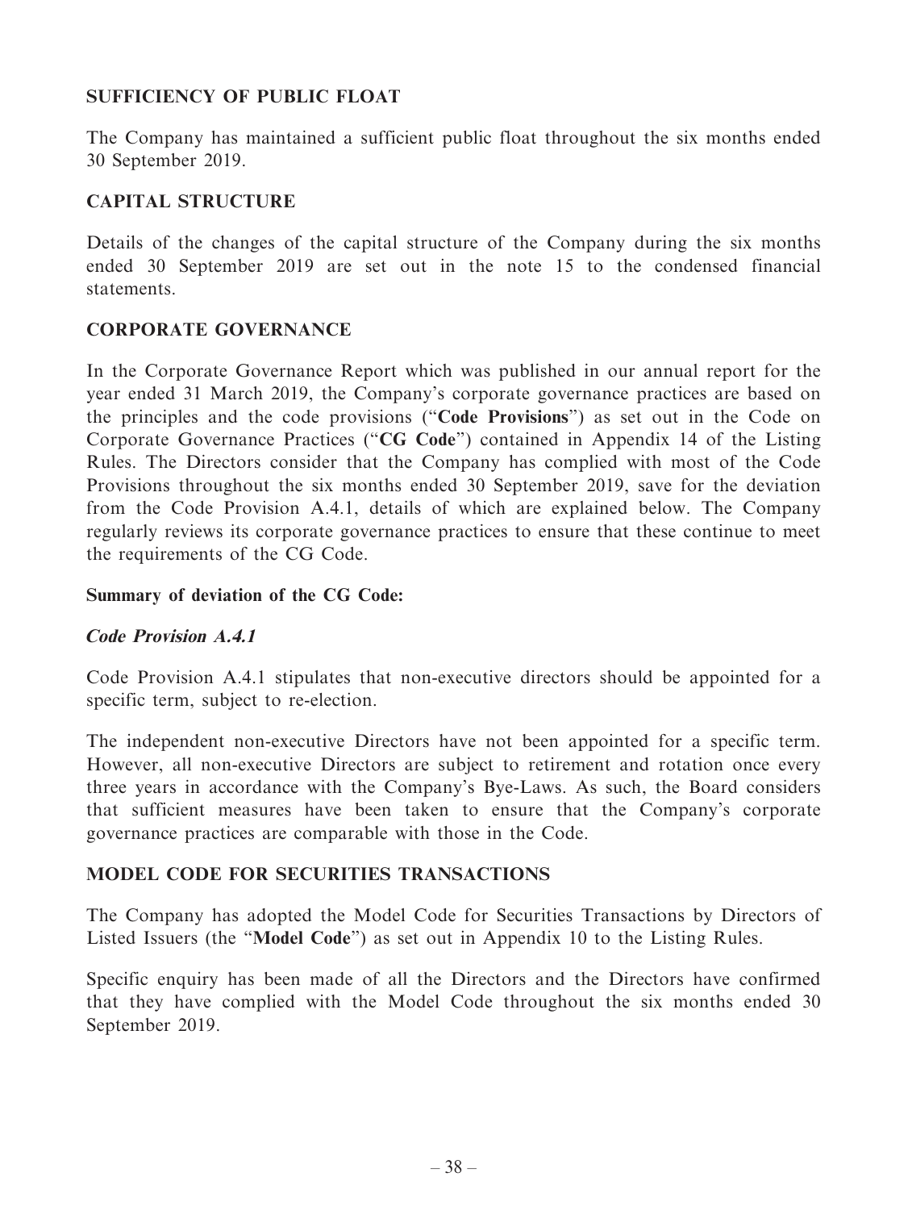## SUFFICIENCY OF PUBLIC FLOAT

The Company has maintained a sufficient public float throughout the six months ended 30 September 2019.

## CAPITAL STRUCTURE

Details of the changes of the capital structure of the Company during the six months ended 30 September 2019 are set out in the note 15 to the condensed financial statements.

## CORPORATE GOVERNANCE

In the Corporate Governance Report which was published in our annual report for the year ended 31 March 2019, the Company's corporate governance practices are based on the principles and the code provisions ("**Code Provisions**") as set out in the Code on Corporate Governance Practices ("**CG Code**") contained in Appendix 14 of the Listing Rules. The Directors consider that the Company has complied with most of the Code Provisions throughout the six months ended 30 September 2019, save for the deviation from the Code Provision A.4.1, details of which are explained below. The Company regularly reviews its corporate governance practices to ensure that these continue to meet the requirements of the CG Code.

**Summary of deviation of the CG Code:**

***Code Provision A.4.1***

Code Provision A.4.1 stipulates that non-executive directors should be appointed for a specific term, subject to re-election.

The independent non-executive Directors have not been appointed for a specific term. However, all non-executive Directors are subject to retirement and rotation once every three years in accordance with the Company's Bye-Laws. As such, the Board considers that sufficient measures have been taken to ensure that the Company's corporate governance practices are comparable with those in the Code.

## MODEL CODE FOR SECURITIES TRANSACTIONS

The Company has adopted the Model Code for Securities Transactions by Directors of Listed Issuers (the "**Model Code**") as set out in Appendix 10 to the Listing Rules.

Specific enquiry has been made of all the Directors and the Directors have confirmed that they have complied with the Model Code throughout the six months ended 30 September 2019.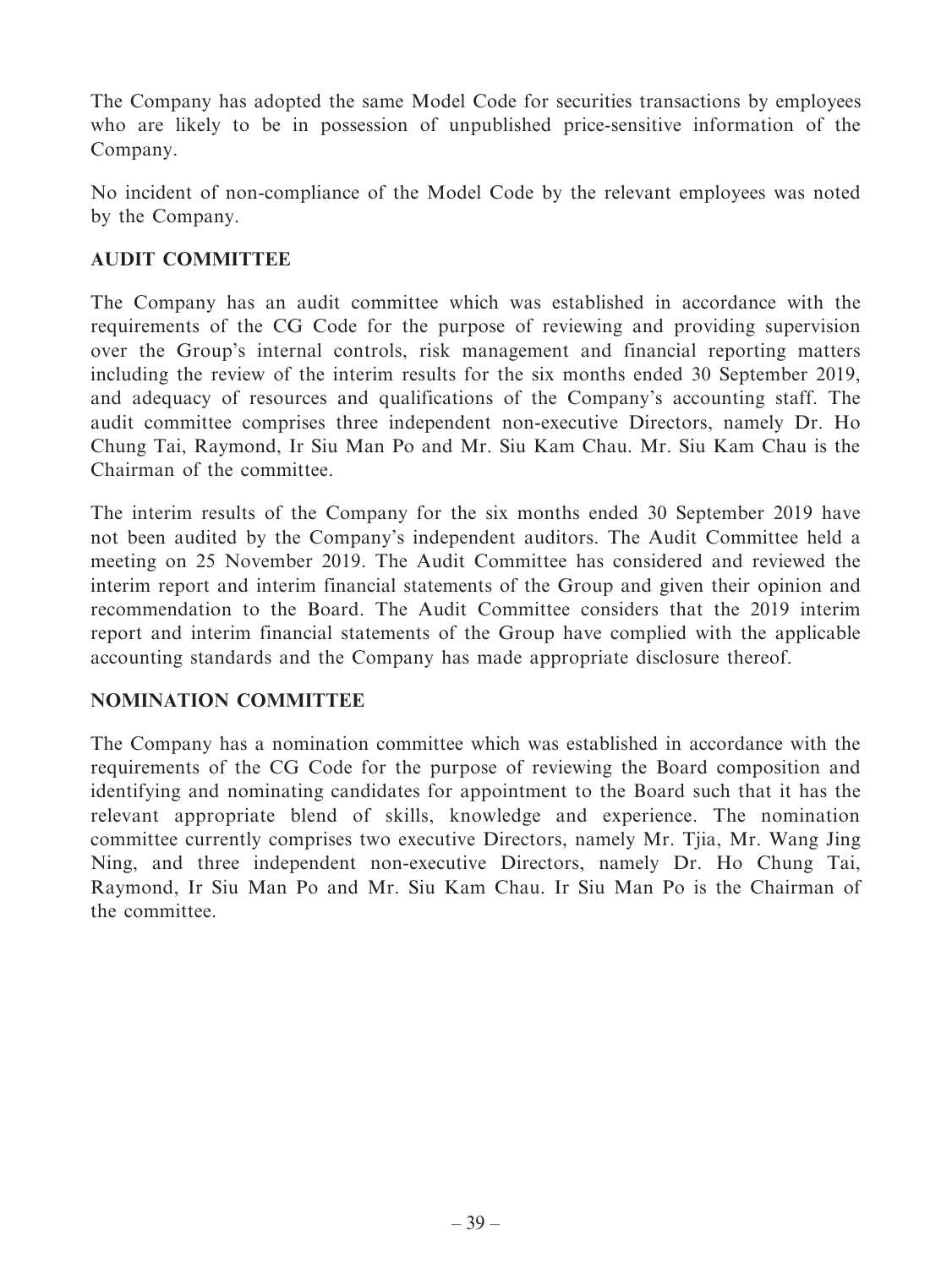The Company has adopted the same Model Code for securities transactions by employees who are likely to be in possession of unpublished price-sensitive information of the Company.

No incident of non-compliance of the Model Code by the relevant employees was noted by the Company.

## AUDIT COMMITTEE

The Company has an audit committee which was established in accordance with the requirements of the CG Code for the purpose of reviewing and providing supervision over the Group's internal controls, risk management and financial reporting matters including the review of the interim results for the six months ended 30 September 2019, and adequacy of resources and qualifications of the Company's accounting staff. The audit committee comprises three independent non-executive Directors, namely Dr. Ho Chung Tai, Raymond, Ir Siu Man Po and Mr. Siu Kam Chau. Mr. Siu Kam Chau is the Chairman of the committee.

The interim results of the Company for the six months ended 30 September 2019 have not been audited by the Company's independent auditors. The Audit Committee held a meeting on 25 November 2019. The Audit Committee has considered and reviewed the interim report and interim financial statements of the Group and given their opinion and recommendation to the Board. The Audit Committee considers that the 2019 interim report and interim financial statements of the Group have complied with the applicable accounting standards and the Company has made appropriate disclosure thereof.

## NOMINATION COMMITTEE

The Company has a nomination committee which was established in accordance with the requirements of the CG Code for the purpose of reviewing the Board composition and identifying and nominating candidates for appointment to the Board such that it has the relevant appropriate blend of skills, knowledge and experience. The nomination committee currently comprises two executive Directors, namely Mr. Tjia, Mr. Wang Jing Ning, and three independent non-executive Directors, namely Dr. Ho Chung Tai, Raymond, Ir Siu Man Po and Mr. Siu Kam Chau. Ir Siu Man Po is the Chairman of the committee.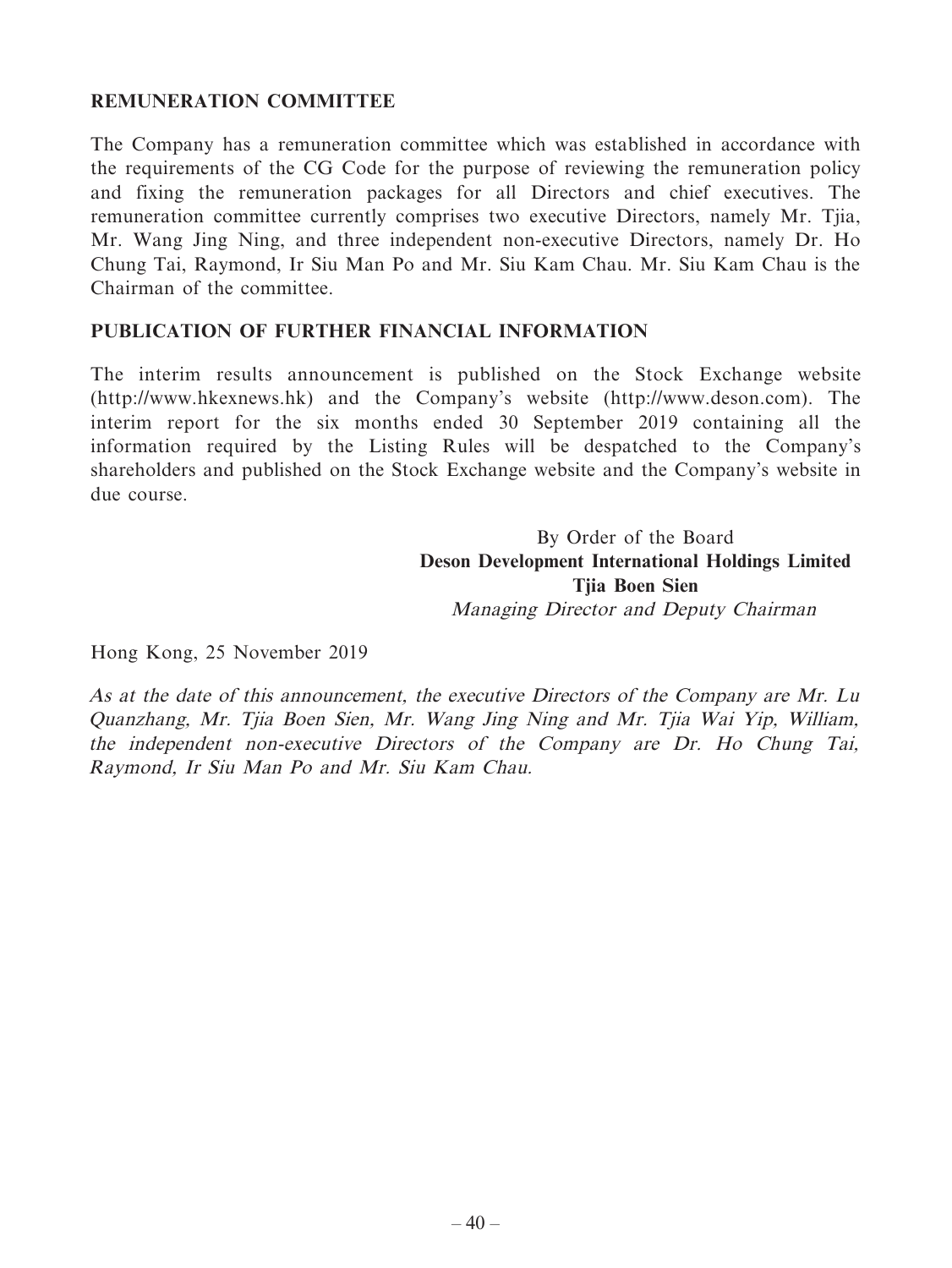## REMUNERATION COMMITTEE

The Company has a remuneration committee which was established in accordance with the requirements of the CG Code for the purpose of reviewing the remuneration policy and fixing the remuneration packages for all Directors and chief executives. The remuneration committee currently comprises two executive Directors, namely Mr. Tjia, Mr. Wang Jing Ning, and three independent non-executive Directors, namely Dr. Ho Chung Tai, Raymond, Ir Siu Man Po and Mr. Siu Kam Chau. Mr. Siu Kam Chau is the Chairman of the committee.

## PUBLICATION OF FURTHER FINANCIAL INFORMATION

The interim results announcement is published on the Stock Exchange website (http://www.hkexnews.hk) and the Company's website (http://www.deson.com). The interim report for the six months ended 30 September 2019 containing all the information required by the Listing Rules will be despatched to the Company's shareholders and published on the Stock Exchange website and the Company's website in due course.

By Order of the Board
**Deson Development International Holdings Limited**
**Tjia Boen Sien**
*Managing Director and Deputy Chairman*

Hong Kong, 25 November 2019

*As at the date of this announcement, the executive Directors of the Company are Mr. Lu Quanzhang, Mr. Tjia Boen Sien, Mr. Wang Jing Ning and Mr. Tjia Wai Yip, William, the independent non-executive Directors of the Company are Dr. Ho Chung Tai, Raymond, Ir Siu Man Po and Mr. Siu Kam Chau.*